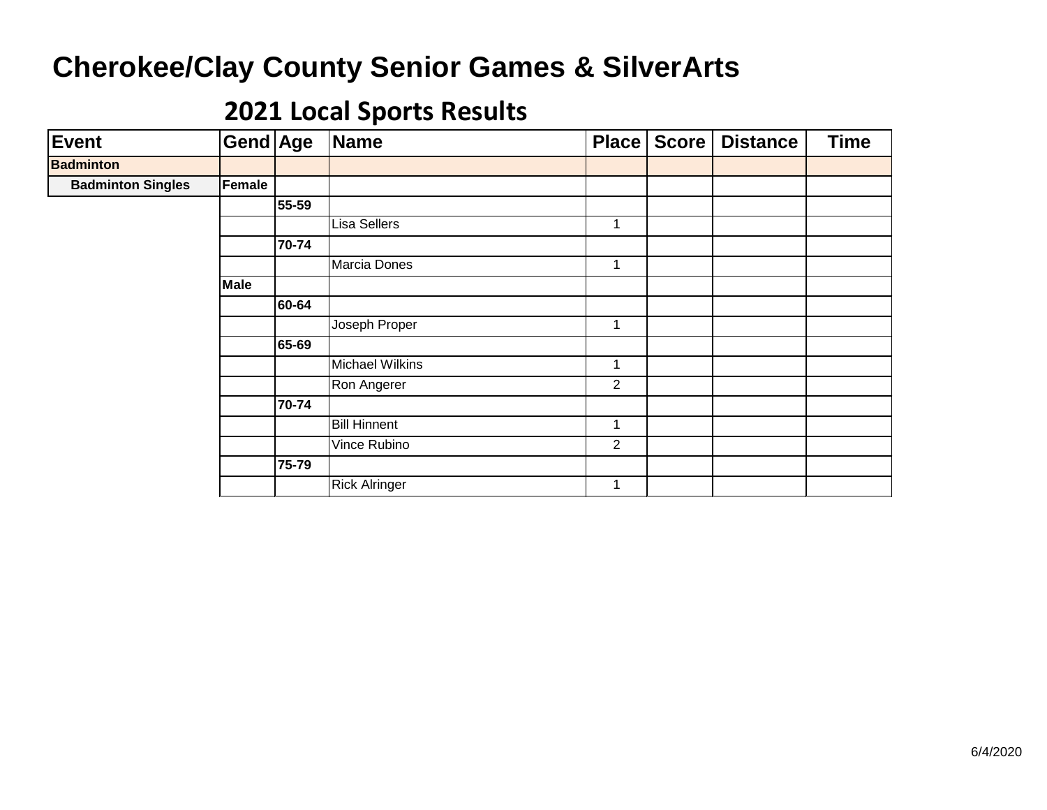# Cherokee/Clay County Senior Games & SilverArts

## 2021 Local Sports Results

| Event | Gend | Age | Name | Place | Score | Distance | Time |
|---|---|---|---|---|---|---|---|
| **Badminton** | | | | | | | |
| **Badminton Singles** | **Female** | | | | | | |
| | | **55-59** | | | | | |
| | | | Lisa Sellers | 1 | | | |
| | | **70-74** | | | | | |
| | | | Marcia Dones | 1 | | | |
| | **Male** | | | | | | |
| | | **60-64** | | | | | |
| | | | Joseph Proper | 1 | | | |
| | | **65-69** | | | | | |
| | | | Michael Wilkins | 1 | | | |
| | | | Ron Angerer | 2 | | | |
| | | **70-74** | | | | | |
| | | | Bill Hinnent | 1 | | | |
| | | | Vince Rubino | 2 | | | |
| | | **75-79** | | | | | |
| | | | Rick Alringer | 1 | | | |

6/4/2020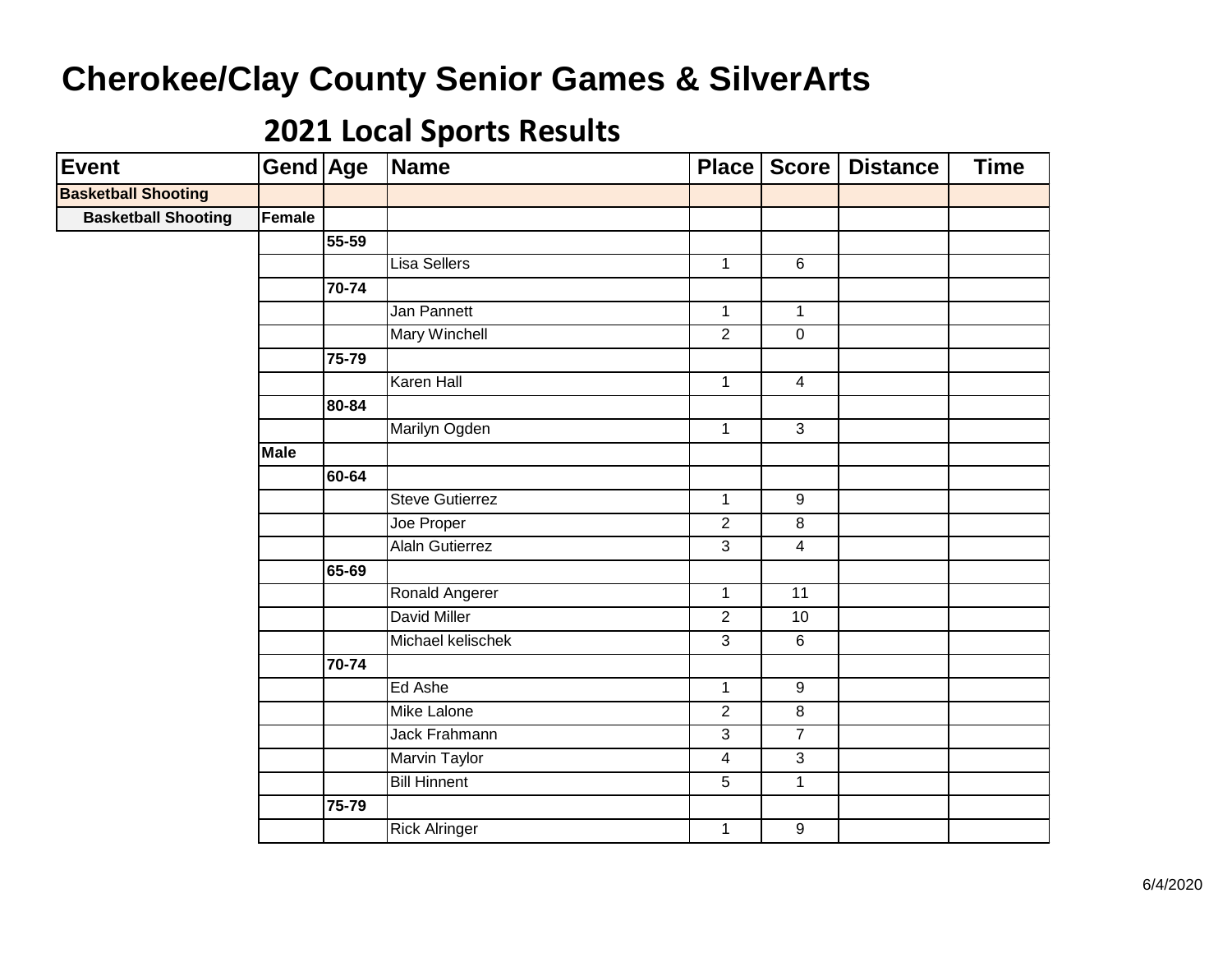# Cherokee/Clay County Senior Games & SilverArts

## 2021 Local Sports Results

| Event | Gend | Age | Name | Place | Score | Distance | Time |
|---|---|---|---|---|---|---|---|
| **Basketball Shooting** | | | | | | | |
| **Basketball Shooting** | **Female** | | | | | | |
| | | **55-59** | | | | | |
| | | | Lisa Sellers | 1 | 6 | | |
| | | **70-74** | | | | | |
| | | | Jan Pannett | 1 | 1 | | |
| | | | Mary Winchell | 2 | 0 | | |
| | | **75-79** | | | | | |
| | | | Karen Hall | 1 | 4 | | |
| | | **80-84** | | | | | |
| | | | Marilyn Ogden | 1 | 3 | | |
| | **Male** | | | | | | |
| | | **60-64** | | | | | |
| | | | Steve Gutierrez | 1 | 9 | | |
| | | | Joe Proper | 2 | 8 | | |
| | | | Alaln Gutierrez | 3 | 4 | | |
| | | **65-69** | | | | | |
| | | | Ronald Angerer | 1 | 11 | | |
| | | | David Miller | 2 | 10 | | |
| | | | Michael kelischek | 3 | 6 | | |
| | | **70-74** | | | | | |
| | | | Ed Ashe | 1 | 9 | | |
| | | | Mike Lalone | 2 | 8 | | |
| | | | Jack Frahmann | 3 | 7 | | |
| | | | Marvin Taylor | 4 | 3 | | |
| | | | Bill Hinnent | 5 | 1 | | |
| | | **75-79** | | | | | |
| | | | Rick Alringer | 1 | 9 | | |

6/4/2020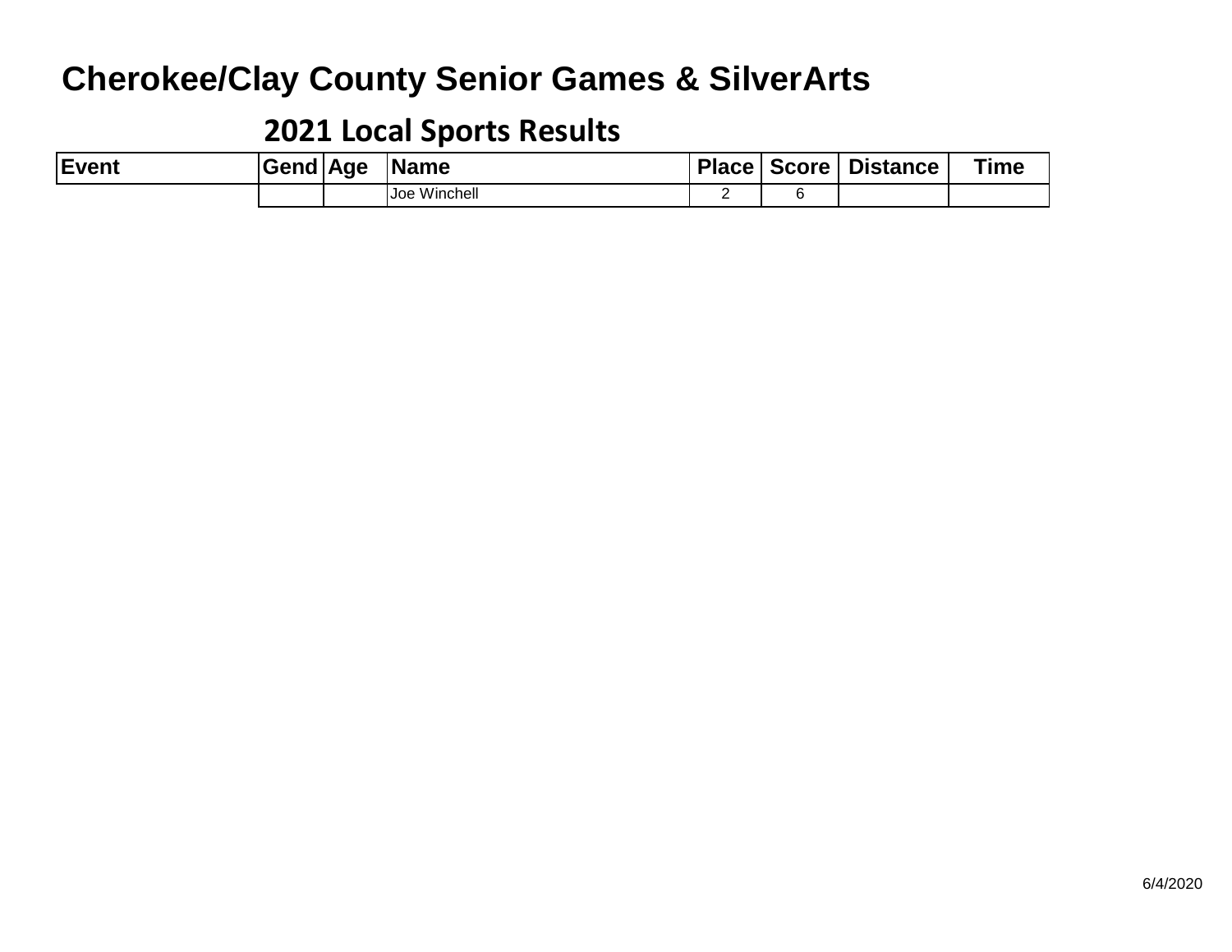# Cherokee/Clay County Senior Games & SilverArts

## 2021 Local Sports Results

| Event | Gend | Age | Name | Place | Score | Distance | Time |
|---|---|---|---|---|---|---|---|
| | | | Joe Winchell | 2 | 6 | | |

6/4/2020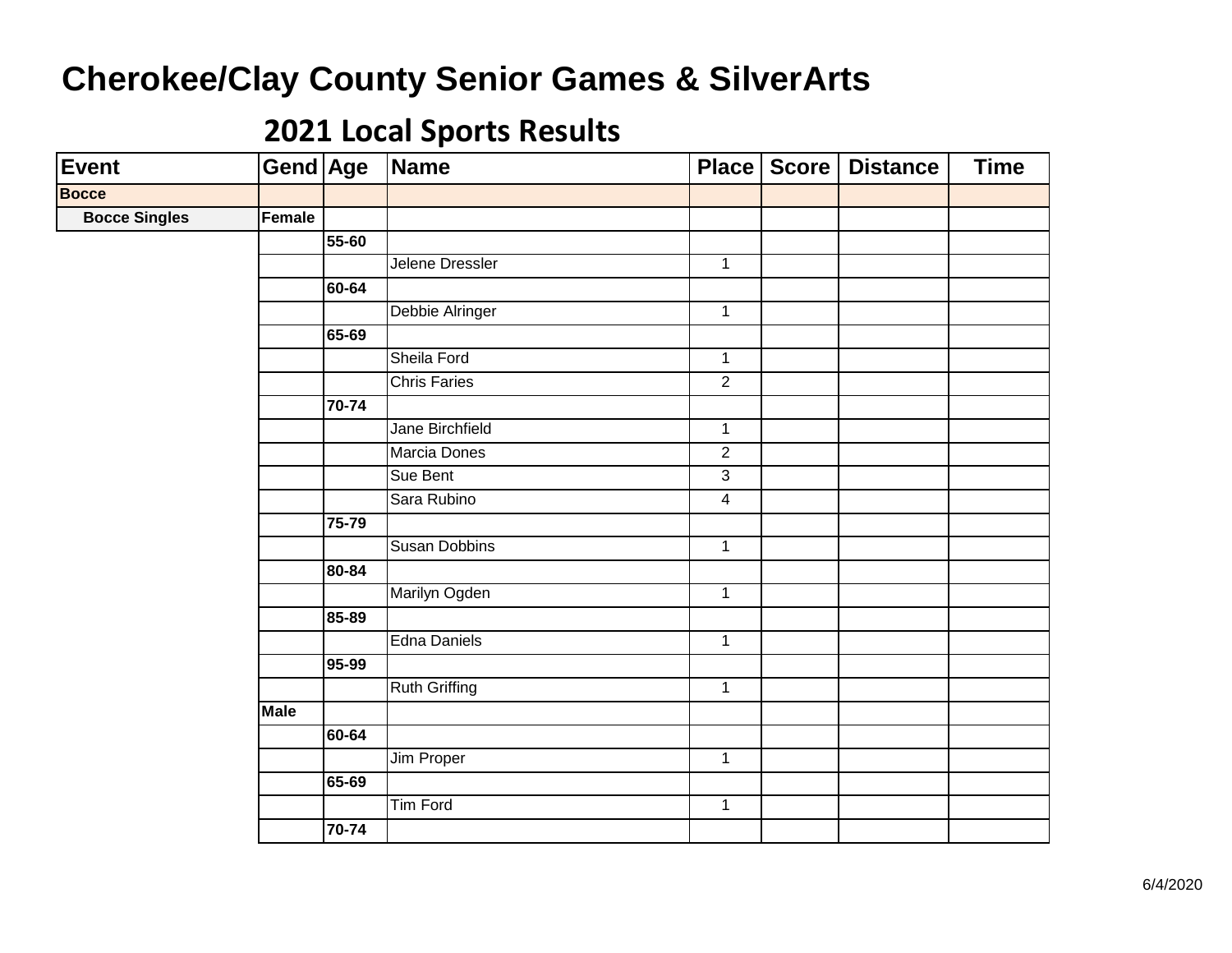# Cherokee/Clay County Senior Games & SilverArts

## 2021 Local Sports Results

| Event | Gend | Age | Name | Place | Score | Distance | Time |
|---|---|---|---|---|---|---|---|
| **Bocce** | | | | | | | |
| **Bocce Singles** | **Female** | | | | | | |
| | | **55-60** | | | | | |
| | | | Jelene Dressler | 1 | | | |
| | | **60-64** | | | | | |
| | | | Debbie Alringer | 1 | | | |
| | | **65-69** | | | | | |
| | | | Sheila Ford | 1 | | | |
| | | | Chris Faries | 2 | | | |
| | | **70-74** | | | | | |
| | | | Jane Birchfield | 1 | | | |
| | | | Marcia Dones | 2 | | | |
| | | | Sue Bent | 3 | | | |
| | | | Sara Rubino | 4 | | | |
| | | **75-79** | | | | | |
| | | | Susan Dobbins | 1 | | | |
| | | **80-84** | | | | | |
| | | | Marilyn Ogden | 1 | | | |
| | | **85-89** | | | | | |
| | | | Edna Daniels | 1 | | | |
| | | **95-99** | | | | | |
| | | | Ruth Griffing | 1 | | | |
| | **Male** | | | | | | |
| | | **60-64** | | | | | |
| | | | Jim Proper | 1 | | | |
| | | **65-69** | | | | | |
| | | | Tim Ford | 1 | | | |
| | | **70-74** | | | | | |

6/4/2020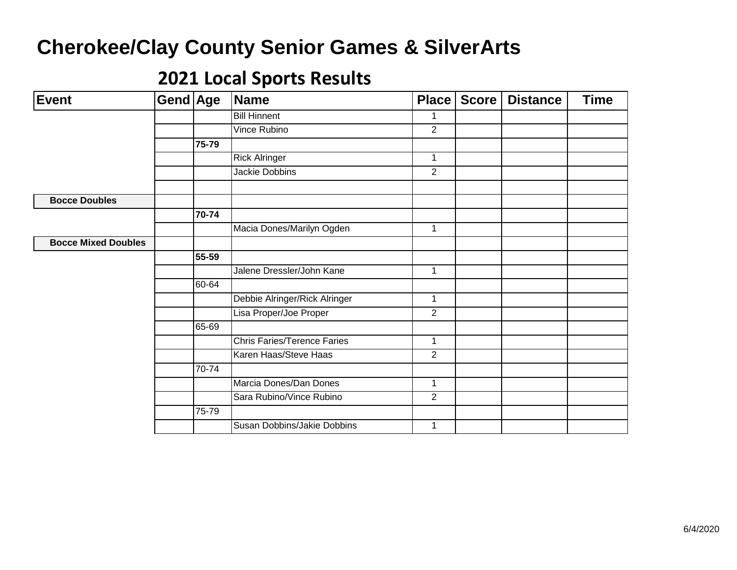# Cherokee/Clay County Senior Games & SilverArts

## 2021 Local Sports Results

| Event | Gend | Age | Name | Place | Score | Distance | Time |
|---|---|---|---|---|---|---|---|
| | | | Bill Hinnent | 1 | | | |
| | | | Vince Rubino | 2 | | | |
| | | **75-79** | | | | | |
| | | | Rick Alringer | 1 | | | |
| | | | Jackie Dobbins | 2 | | | |
| | | | | | | | |
| **Bocce Doubles** | | | | | | | |
| | | **70-74** | | | | | |
| | | | Macia Dones/Marilyn Ogden | 1 | | | |
| **Bocce Mixed Doubles** | | | | | | | |
| | | **55-59** | | | | | |
| | | | Jalene Dressler/John Kane | 1 | | | |
| | | 60-64 | | | | | |
| | | | Debbie Alringer/Rick Alringer | 1 | | | |
| | | | Lisa Proper/Joe Proper | 2 | | | |
| | | 65-69 | | | | | |
| | | | Chris Faries/Terence Faries | 1 | | | |
| | | | Karen Haas/Steve Haas | 2 | | | |
| | | 70-74 | | | | | |
| | | | Marcia Dones/Dan Dones | 1 | | | |
| | | | Sara Rubino/Vince Rubino | 2 | | | |
| | | 75-79 | | | | | |
| | | | Susan Dobbins/Jakie Dobbins | 1 | | | |

6/4/2020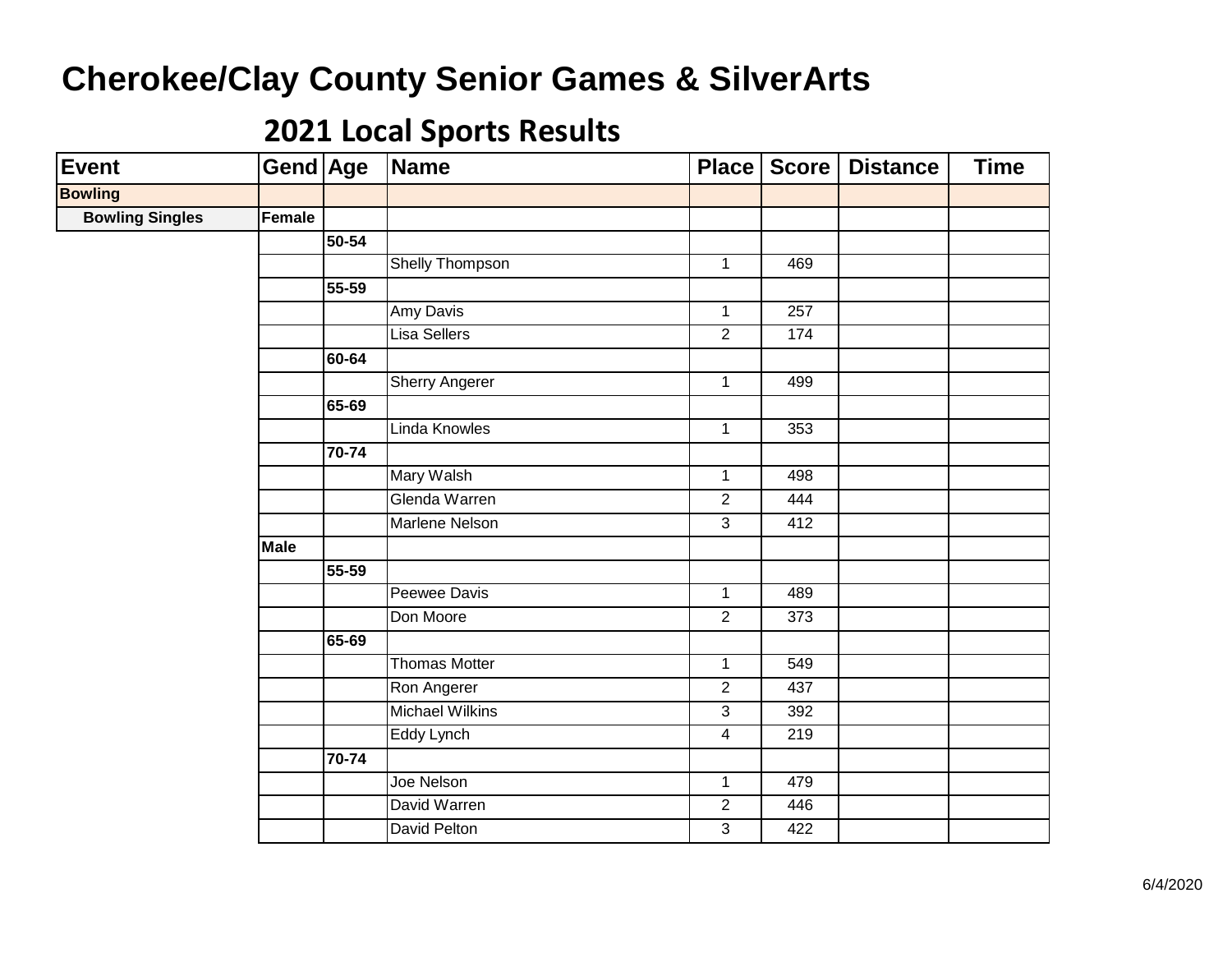# Cherokee/Clay County Senior Games & SilverArts

## 2021 Local Sports Results

| Event | Gend | Age | Name | Place | Score | Distance | Time |
|---|---|---|---|---|---|---|---|
| **Bowling** | | | | | | | |
| **Bowling Singles** | **Female** | | | | | | |
| | | **50-54** | | | | | |
| | | | Shelly Thompson | 1 | 469 | | |
| | | **55-59** | | | | | |
| | | | Amy Davis | 1 | 257 | | |
| | | | Lisa Sellers | 2 | 174 | | |
| | | **60-64** | | | | | |
| | | | Sherry Angerer | 1 | 499 | | |
| | | **65-69** | | | | | |
| | | | Linda Knowles | 1 | 353 | | |
| | | **70-74** | | | | | |
| | | | Mary Walsh | 1 | 498 | | |
| | | | Glenda Warren | 2 | 444 | | |
| | | | Marlene Nelson | 3 | 412 | | |
| | **Male** | | | | | | |
| | | **55-59** | | | | | |
| | | | Peewee Davis | 1 | 489 | | |
| | | | Don Moore | 2 | 373 | | |
| | | **65-69** | | | | | |
| | | | Thomas Motter | 1 | 549 | | |
| | | | Ron Angerer | 2 | 437 | | |
| | | | Michael Wilkins | 3 | 392 | | |
| | | | Eddy Lynch | 4 | 219 | | |
| | | **70-74** | | | | | |
| | | | Joe Nelson | 1 | 479 | | |
| | | | David Warren | 2 | 446 | | |
| | | | David Pelton | 3 | 422 | | |

6/4/2020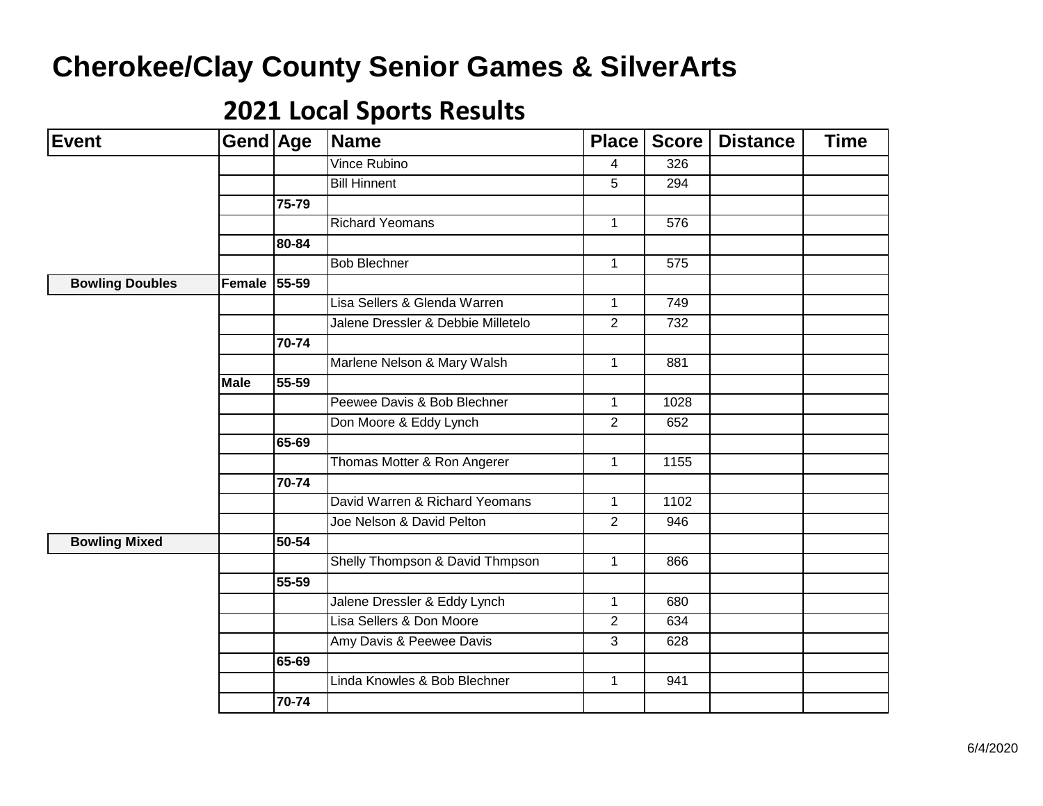# Cherokee/Clay County Senior Games & SilverArts

## 2021 Local Sports Results

| Event | Gend | Age | Name | Place | Score | Distance | Time |
|---|---|---|---|---|---|---|---|
| | | | Vince Rubino | 4 | 326 | | |
| | | | Bill Hinnent | 5 | 294 | | |
| | | **75-79** | | | | | |
| | | | Richard Yeomans | 1 | 576 | | |
| | | **80-84** | | | | | |
| | | | Bob Blechner | 1 | 575 | | |
| **Bowling Doubles** | **Female** | **55-59** | | | | | |
| | | | Lisa Sellers & Glenda Warren | 1 | 749 | | |
| | | | Jalene Dressler & Debbie Milletelo | 2 | 732 | | |
| | | **70-74** | | | | | |
| | | | Marlene Nelson & Mary Walsh | 1 | 881 | | |
| | **Male** | **55-59** | | | | | |
| | | | Peewee Davis & Bob Blechner | 1 | 1028 | | |
| | | | Don Moore & Eddy Lynch | 2 | 652 | | |
| | | **65-69** | | | | | |
| | | | Thomas Motter & Ron Angerer | 1 | 1155 | | |
| | | **70-74** | | | | | |
| | | | David Warren & Richard Yeomans | 1 | 1102 | | |
| | | | Joe Nelson & David Pelton | 2 | 946 | | |
| **Bowling Mixed** | | **50-54** | | | | | |
| | | | Shelly Thompson & David Thmpson | 1 | 866 | | |
| | | **55-59** | | | | | |
| | | | Jalene Dressler & Eddy Lynch | 1 | 680 | | |
| | | | Lisa Sellers & Don Moore | 2 | 634 | | |
| | | | Amy Davis & Peewee Davis | 3 | 628 | | |
| | | **65-69** | | | | | |
| | | | Linda Knowles & Bob Blechner | 1 | 941 | | |
| | | **70-74** | | | | | |

6/4/2020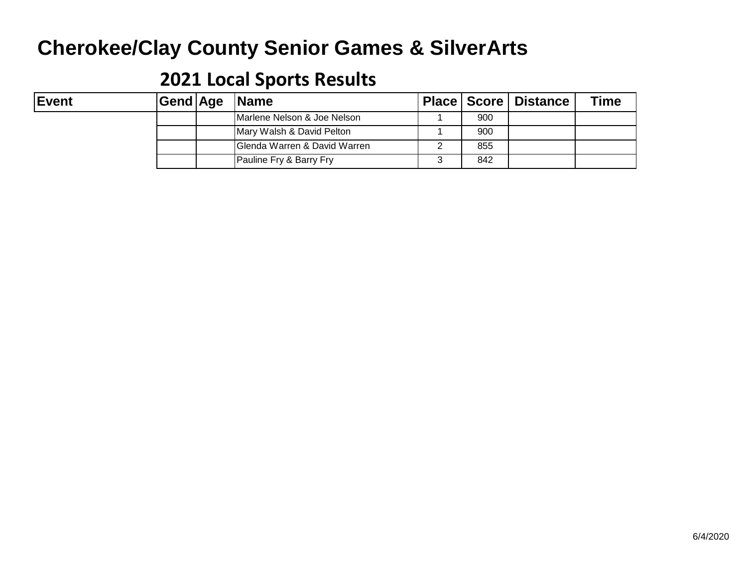# Cherokee/Clay County Senior Games & SilverArts

## 2021 Local Sports Results

| Event | Gend | Age | Name | Place | Score | Distance | Time |
|---|---|---|---|---|---|---|---|
| | | | Marlene Nelson & Joe Nelson | 1 | 900 | | |
| | | | Mary Walsh & David Pelton | 1 | 900 | | |
| | | | Glenda Warren & David Warren | 2 | 855 | | |
| | | | Pauline Fry & Barry Fry | 3 | 842 | | |

6/4/2020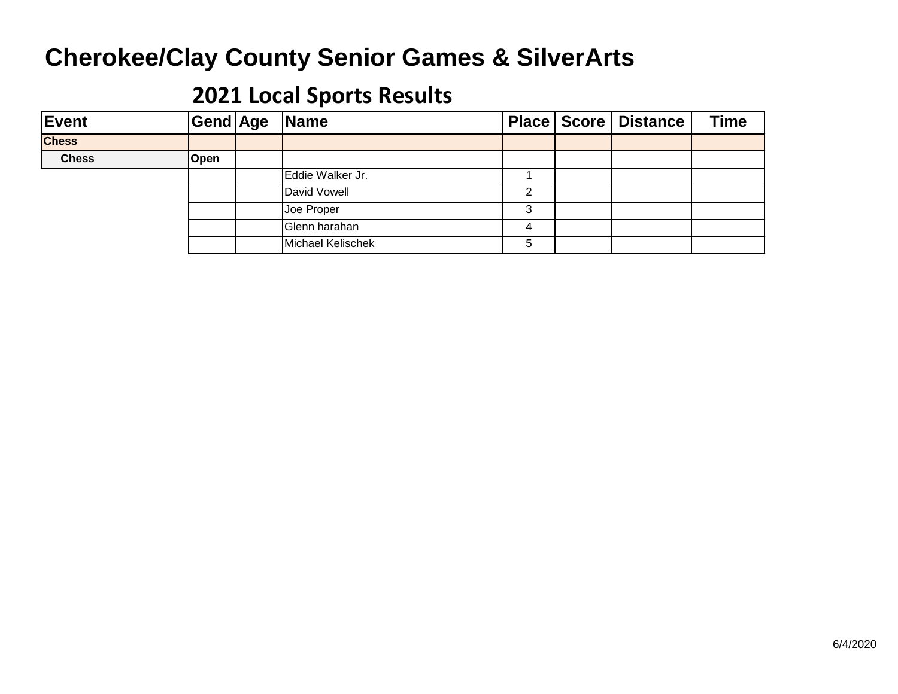# Cherokee/Clay County Senior Games & SilverArts

## 2021 Local Sports Results

| Event | Gend | Age | Name | Place | Score | Distance | Time |
|---|---|---|---|---|---|---|---|
| **Chess** | | | | | | | |
| **Chess** | **Open** | | | | | | |
| | | | Eddie Walker Jr. | 1 | | | |
| | | | David Vowell | 2 | | | |
| | | | Joe Proper | 3 | | | |
| | | | Glenn harahan | 4 | | | |
| | | | Michael Kelischek | 5 | | | |

6/4/2020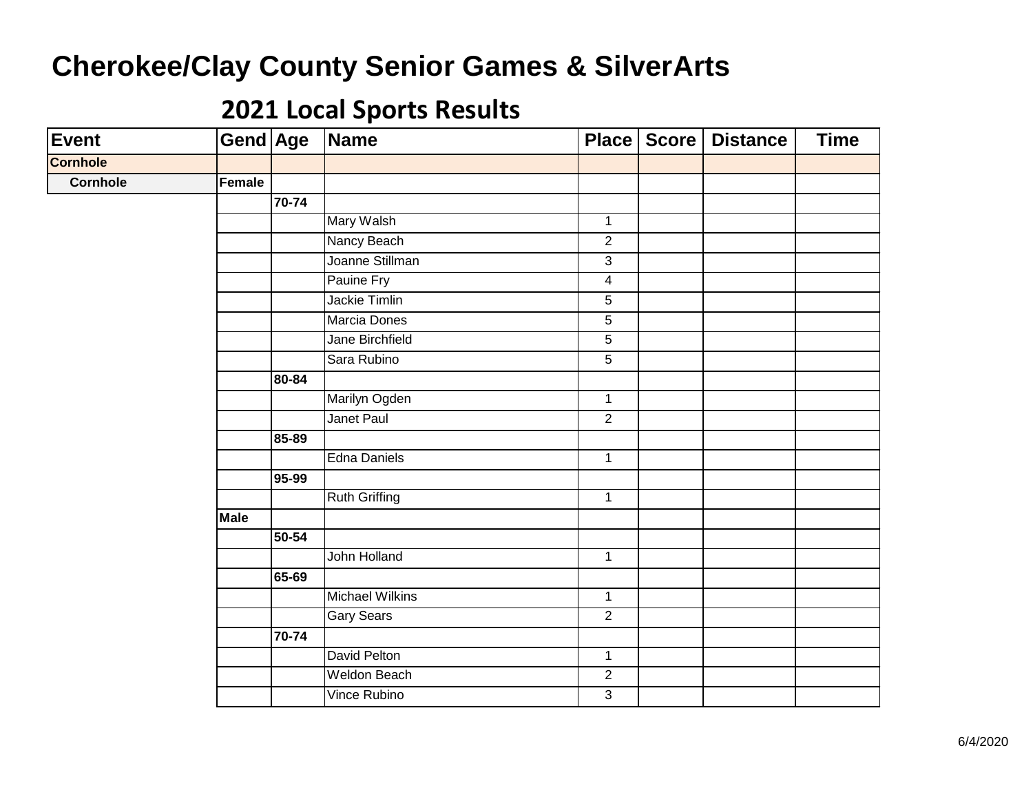# Cherokee/Clay County Senior Games & SilverArts

## 2021 Local Sports Results

| Event | Gend | Age | Name | Place | Score | Distance | Time |
|---|---|---|---|---|---|---|---|
| **Cornhole** | | | | | | | |
| **Cornhole** | **Female** | | | | | | |
| | | **70-74** | | | | | |
| | | | Mary Walsh | 1 | | | |
| | | | Nancy Beach | 2 | | | |
| | | | Joanne Stillman | 3 | | | |
| | | | Pauine Fry | 4 | | | |
| | | | Jackie Timlin | 5 | | | |
| | | | Marcia Dones | 5 | | | |
| | | | Jane Birchfield | 5 | | | |
| | | | Sara Rubino | 5 | | | |
| | | **80-84** | | | | | |
| | | | Marilyn Ogden | 1 | | | |
| | | | Janet Paul | 2 | | | |
| | | **85-89** | | | | | |
| | | | Edna Daniels | 1 | | | |
| | | **95-99** | | | | | |
| | | | Ruth Griffing | 1 | | | |
| | **Male** | | | | | | |
| | | **50-54** | | | | | |
| | | | John Holland | 1 | | | |
| | | **65-69** | | | | | |
| | | | Michael Wilkins | 1 | | | |
| | | | Gary Sears | 2 | | | |
| | | **70-74** | | | | | |
| | | | David Pelton | 1 | | | |
| | | | Weldon Beach | 2 | | | |
| | | | Vince Rubino | 3 | | | |

6/4/2020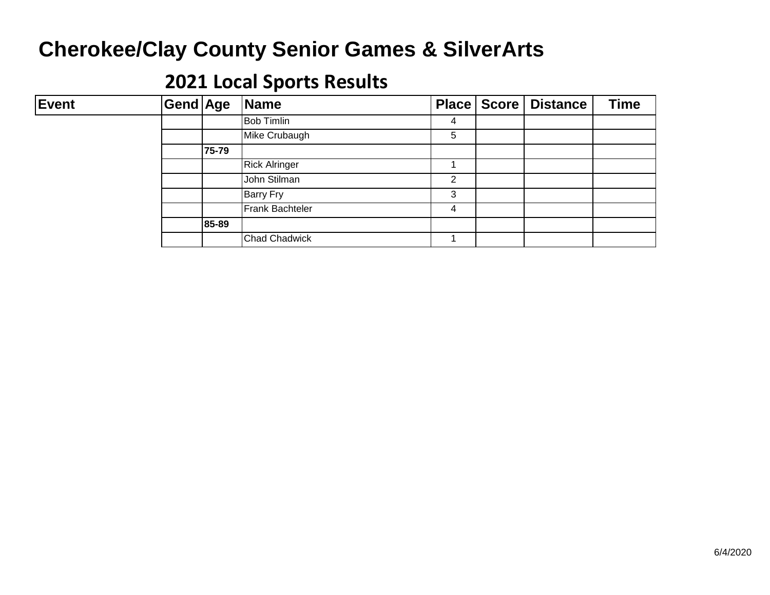# Cherokee/Clay County Senior Games & SilverArts

## 2021 Local Sports Results

| Event | Gend | Age | Name | Place | Score | Distance | Time |
|---|---|---|---|---|---|---|---|
| | | | Bob Timlin | 4 | | | |
| | | | Mike Crubaugh | 5 | | | |
| | | **75-79** | | | | | |
| | | | Rick Alringer | 1 | | | |
| | | | John Stilman | 2 | | | |
| | | | Barry Fry | 3 | | | |
| | | | Frank Bachteler | 4 | | | |
| | | **85-89** | | | | | |
| | | | Chad Chadwick | 1 | | | |

6/4/2020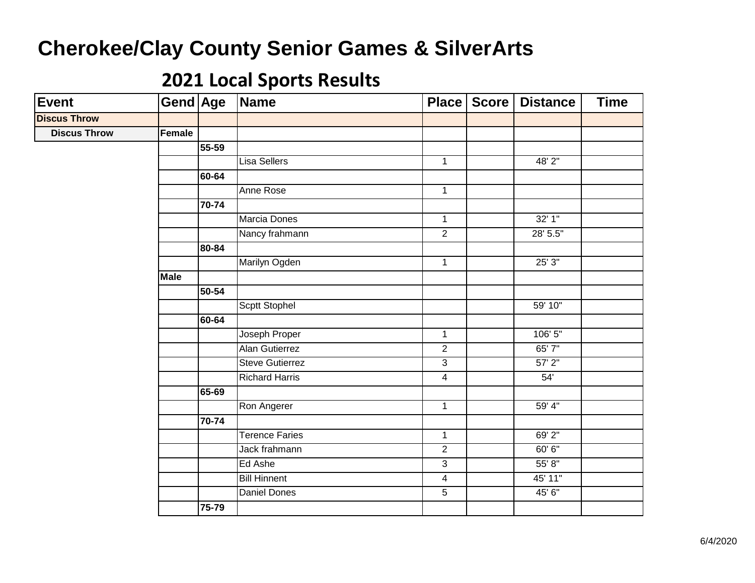# Cherokee/Clay County Senior Games & SilverArts

## 2021 Local Sports Results

| Event | Gend | Age | Name | Place | Score | Distance | Time |
|---|---|---|---|---|---|---|---|
| **Discus Throw** | | | | | | | |
| **Discus Throw** | **Female** | | | | | | |
| | | **55-59** | | | | | |
| | | | Lisa Sellers | 1 | | 48' 2" | |
| | | **60-64** | | | | | |
| | | | Anne Rose | 1 | | | |
| | | **70-74** | | | | | |
| | | | Marcia Dones | 1 | | 32' 1" | |
| | | | Nancy frahmann | 2 | | 28' 5.5" | |
| | | **80-84** | | | | | |
| | | | Marilyn Ogden | 1 | | 25' 3" | |
| | **Male** | | | | | | |
| | | **50-54** | | | | | |
| | | | Scptt Stophel | | | 59' 10" | |
| | | **60-64** | | | | | |
| | | | Joseph Proper | 1 | | 106' 5" | |
| | | | Alan Gutierrez | 2 | | 65' 7" | |
| | | | Steve Gutierrez | 3 | | 57' 2" | |
| | | | Richard Harris | 4 | | 54' | |
| | | **65-69** | | | | | |
| | | | Ron Angerer | 1 | | 59' 4" | |
| | | **70-74** | | | | | |
| | | | Terence Faries | 1 | | 69' 2" | |
| | | | Jack frahmann | 2 | | 60' 6" | |
| | | | Ed Ashe | 3 | | 55' 8" | |
| | | | Bill Hinnent | 4 | | 45' 11" | |
| | | | Daniel Dones | 5 | | 45' 6" | |
| | | **75-79** | | | | | |

6/4/2020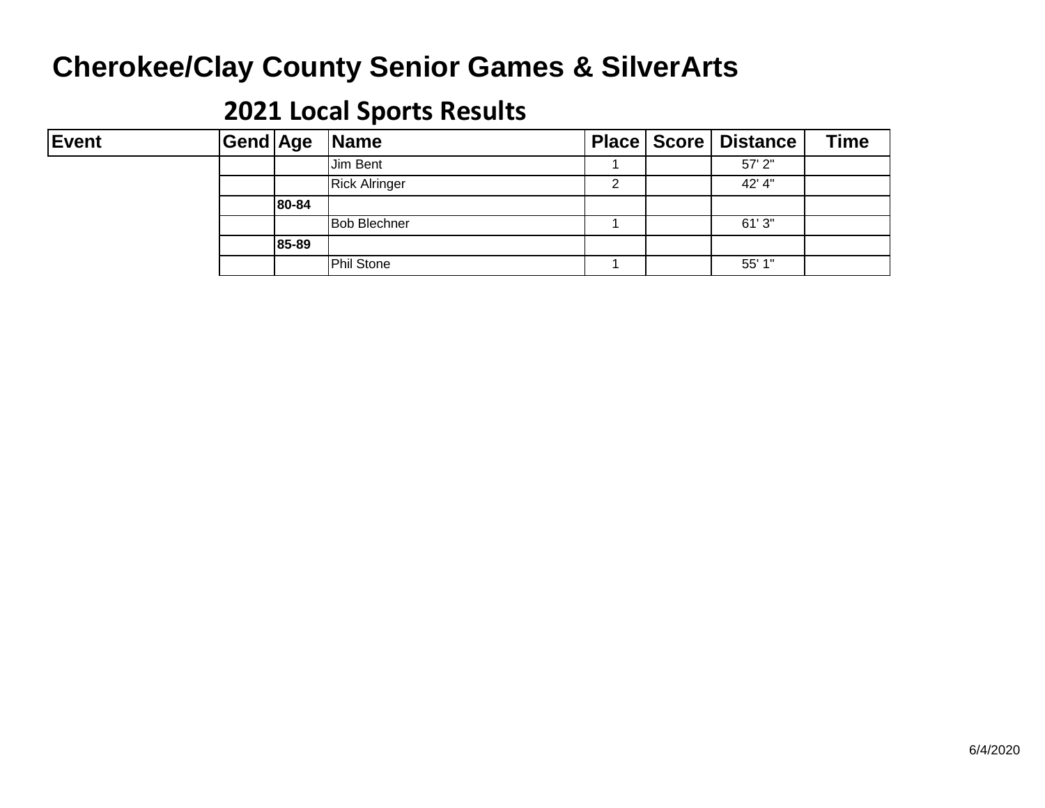# Cherokee/Clay County Senior Games & SilverArts

## 2021 Local Sports Results

| Event | Gend | Age | Name | Place | Score | Distance | Time |
|---|---|---|---|---|---|---|---|
| | | | Jim Bent | 1 | | 57' 2" | |
| | | | Rick Alringer | 2 | | 42' 4" | |
| | | **80-84** | | | | | |
| | | | Bob Blechner | 1 | | 61' 3" | |
| | | **85-89** | | | | | |
| | | | Phil Stone | 1 | | 55' 1" | |

6/4/2020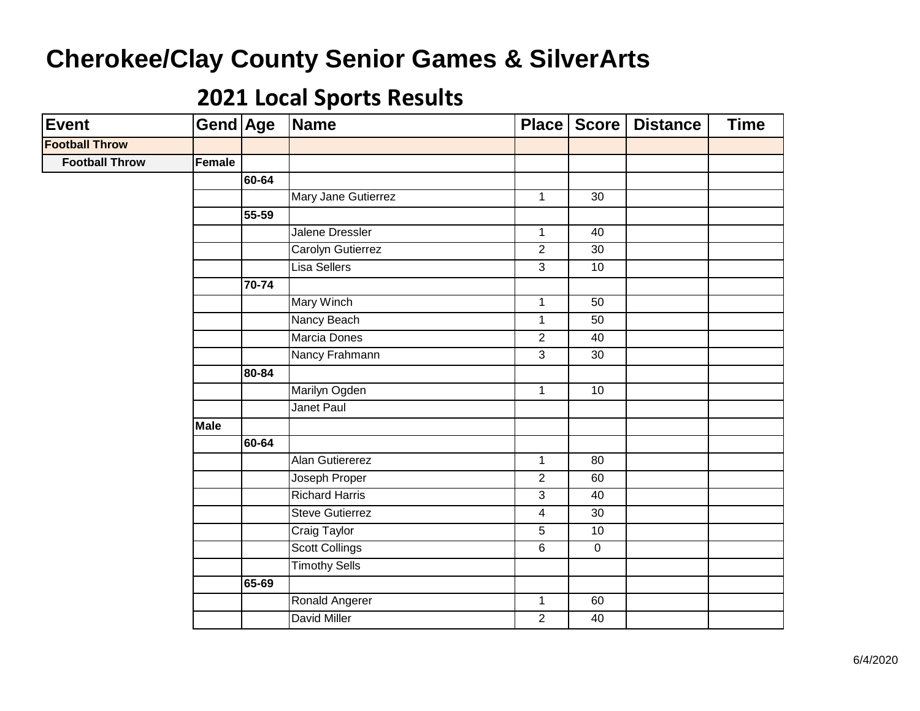# Cherokee/Clay County Senior Games & SilverArts

## 2021 Local Sports Results

| Event | Gend | Age | Name | Place | Score | Distance | Time |
|---|---|---|---|---|---|---|---|
| **Football Throw** | | | | | | | |
| **Football Throw** | **Female** | | | | | | |
| | | **60-64** | | | | | |
| | | | Mary Jane Gutierrez | 1 | 30 | | |
| | | **55-59** | | | | | |
| | | | Jalene Dressler | 1 | 40 | | |
| | | | Carolyn Gutierrez | 2 | 30 | | |
| | | | Lisa Sellers | 3 | 10 | | |
| | | **70-74** | | | | | |
| | | | Mary Winch | 1 | 50 | | |
| | | | Nancy Beach | 1 | 50 | | |
| | | | Marcia Dones | 2 | 40 | | |
| | | | Nancy Frahmann | 3 | 30 | | |
| | | **80-84** | | | | | |
| | | | Marilyn Ogden | 1 | 10 | | |
| | | | Janet Paul | | | | |
| | **Male** | | | | | | |
| | | **60-64** | | | | | |
| | | | Alan Gutiererez | 1 | 80 | | |
| | | | Joseph Proper | 2 | 60 | | |
| | | | Richard Harris | 3 | 40 | | |
| | | | Steve Gutierrez | 4 | 30 | | |
| | | | Craig Taylor | 5 | 10 | | |
| | | | Scott Collings | 6 | 0 | | |
| | | | Timothy Sells | | | | |
| | | **65-69** | | | | | |
| | | | Ronald Angerer | 1 | 60 | | |
| | | | David Miller | 2 | 40 | | |

6/4/2020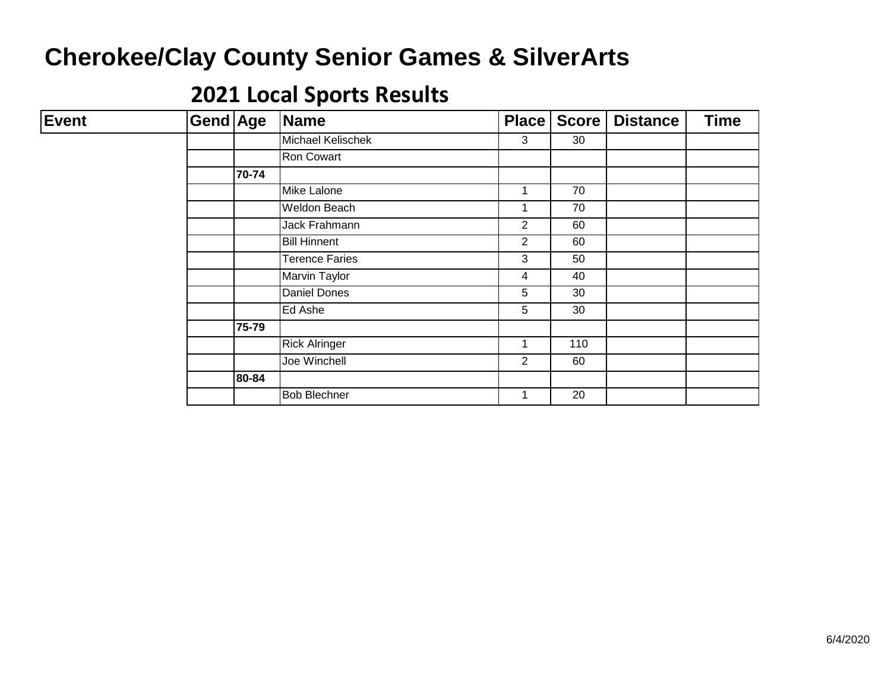# Cherokee/Clay County Senior Games & SilverArts

## 2021 Local Sports Results

| Event | Gend | Age | Name | Place | Score | Distance | Time |
|---|---|---|---|---|---|---|---|
| | | | Michael Kelischek | 3 | 30 | | |
| | | | Ron Cowart | | | | |
| | | **70-74** | | | | | |
| | | | Mike Lalone | 1 | 70 | | |
| | | | Weldon Beach | 1 | 70 | | |
| | | | Jack Frahmann | 2 | 60 | | |
| | | | Bill Hinnent | 2 | 60 | | |
| | | | Terence Faries | 3 | 50 | | |
| | | | Marvin Taylor | 4 | 40 | | |
| | | | Daniel Dones | 5 | 30 | | |
| | | | Ed Ashe | 5 | 30 | | |
| | | **75-79** | | | | | |
| | | | Rick Alringer | 1 | 110 | | |
| | | | Joe Winchell | 2 | 60 | | |
| | | **80-84** | | | | | |
| | | | Bob Blechner | 1 | 20 | | |

6/4/2020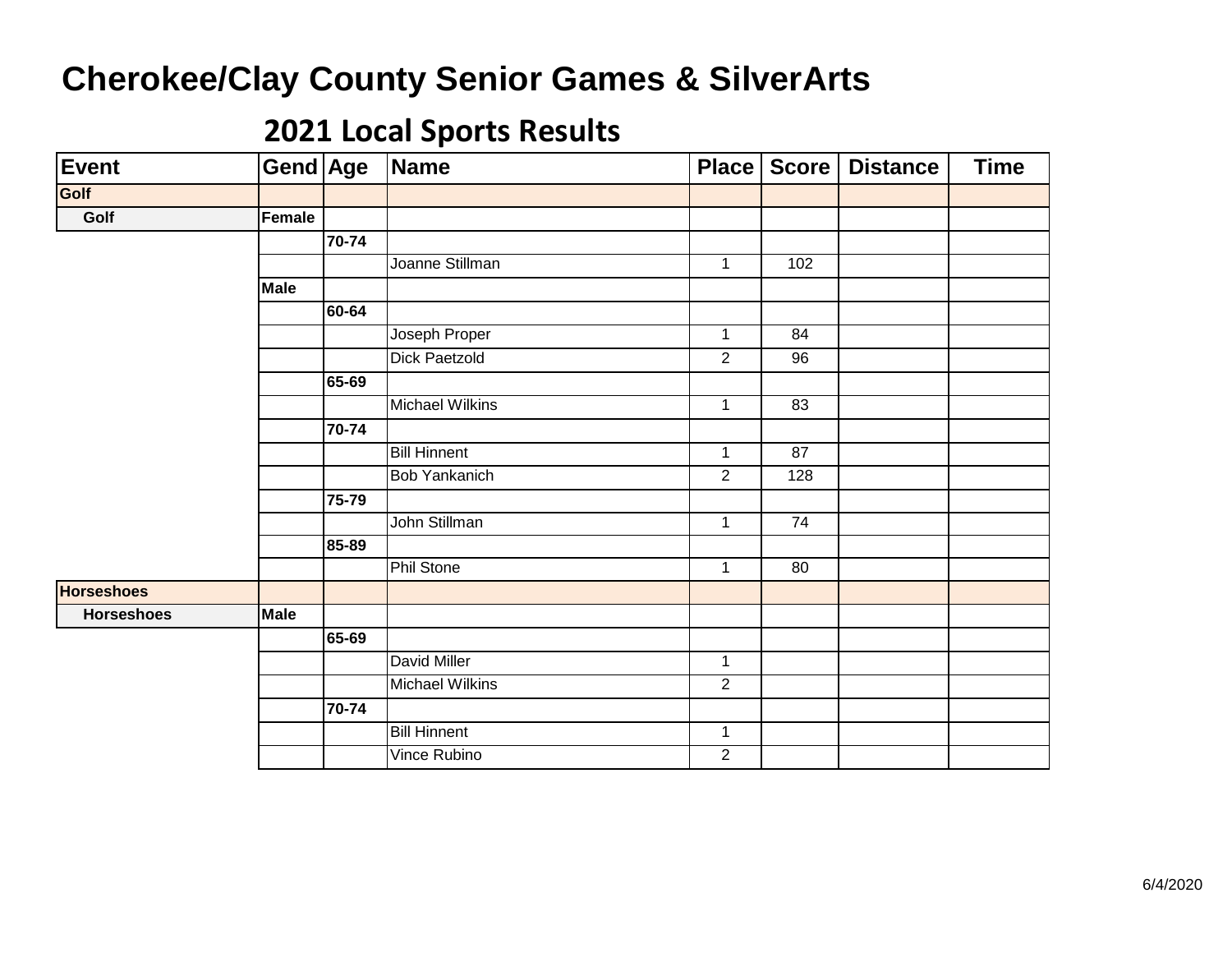# Cherokee/Clay County Senior Games & SilverArts

## 2021 Local Sports Results

| Event | Gend | Age | Name | Place | Score | Distance | Time |
|---|---|---|---|---|---|---|---|
| **Golf** | | | | | | | |
| **Golf** | **Female** | | | | | | |
| | | **70-74** | | | | | |
| | | | Joanne Stillman | 1 | 102 | | |
| | **Male** | | | | | | |
| | | **60-64** | | | | | |
| | | | Joseph Proper | 1 | 84 | | |
| | | | Dick Paetzold | 2 | 96 | | |
| | | **65-69** | | | | | |
| | | | Michael Wilkins | 1 | 83 | | |
| | | **70-74** | | | | | |
| | | | Bill Hinnent | 1 | 87 | | |
| | | | Bob Yankanich | 2 | 128 | | |
| | | **75-79** | | | | | |
| | | | John Stillman | 1 | 74 | | |
| | | **85-89** | | | | | |
| | | | Phil Stone | 1 | 80 | | |
| **Horseshoes** | | | | | | | |
| **Horseshoes** | **Male** | | | | | | |
| | | **65-69** | | | | | |
| | | | David Miller | 1 | | | |
| | | | Michael Wilkins | 2 | | | |
| | | **70-74** | | | | | |
| | | | Bill Hinnent | 1 | | | |
| | | | Vince Rubino | 2 | | | |

6/4/2020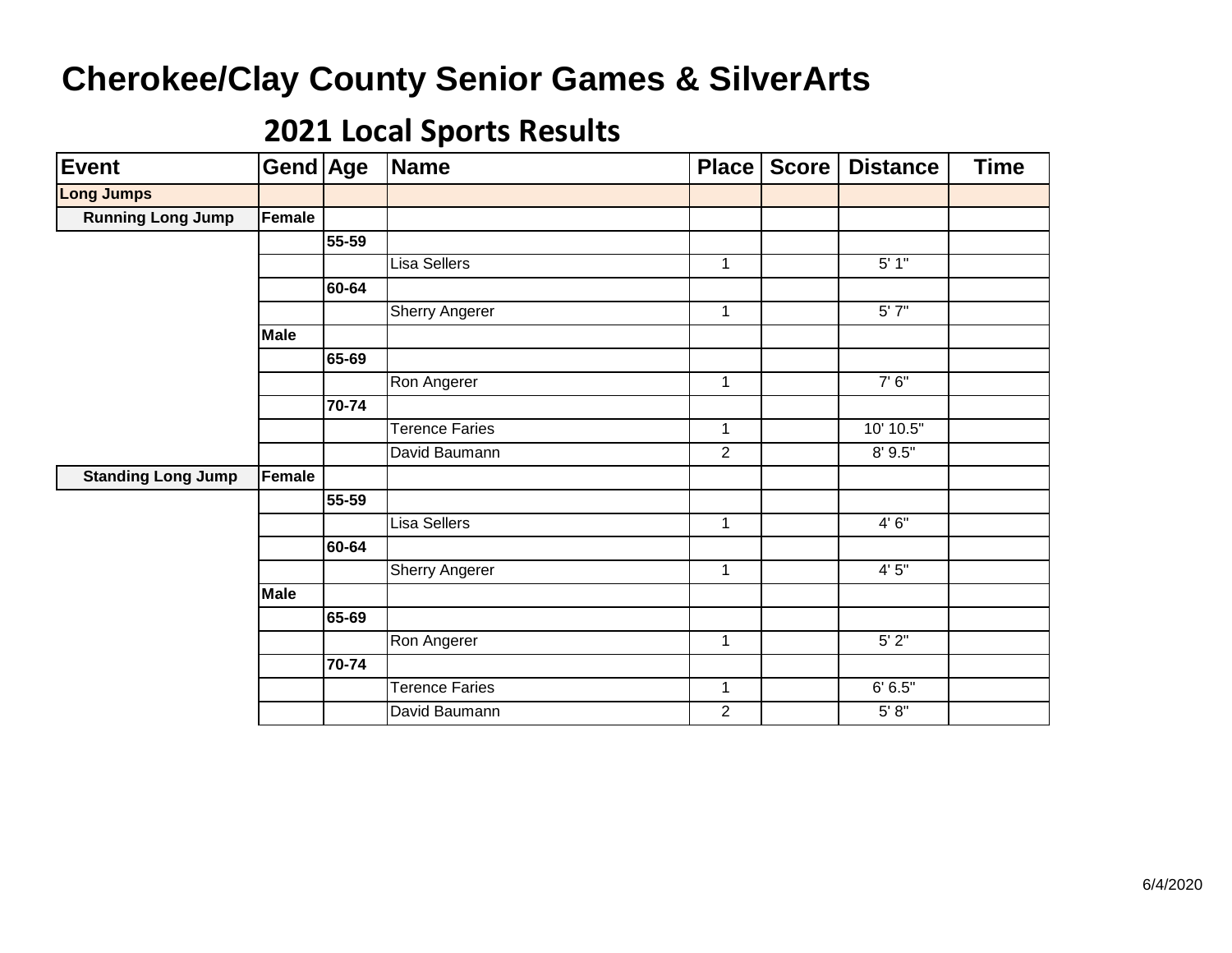# Cherokee/Clay County Senior Games & SilverArts

## 2021 Local Sports Results

| Event | Gend | Age | Name | Place | Score | Distance | Time |
|---|---|---|---|---|---|---|---|
| **Long Jumps** | | | | | | | |
| **Running Long Jump** | **Female** | | | | | | |
| | | **55-59** | | | | | |
| | | | Lisa Sellers | 1 | | 5' 1" | |
| | | **60-64** | | | | | |
| | | | Sherry Angerer | 1 | | 5' 7" | |
| | **Male** | | | | | | |
| | | **65-69** | | | | | |
| | | | Ron Angerer | 1 | | 7' 6" | |
| | | **70-74** | | | | | |
| | | | Terence Faries | 1 | | 10' 10.5" | |
| | | | David Baumann | 2 | | 8' 9.5" | |
| **Standing Long Jump** | **Female** | | | | | | |
| | | **55-59** | | | | | |
| | | | Lisa Sellers | 1 | | 4' 6" | |
| | | **60-64** | | | | | |
| | | | Sherry Angerer | 1 | | 4' 5" | |
| | **Male** | | | | | | |
| | | **65-69** | | | | | |
| | | | Ron Angerer | 1 | | 5' 2" | |
| | | **70-74** | | | | | |
| | | | Terence Faries | 1 | | 6' 6.5" | |
| | | | David Baumann | 2 | | 5' 8" | |

6/4/2020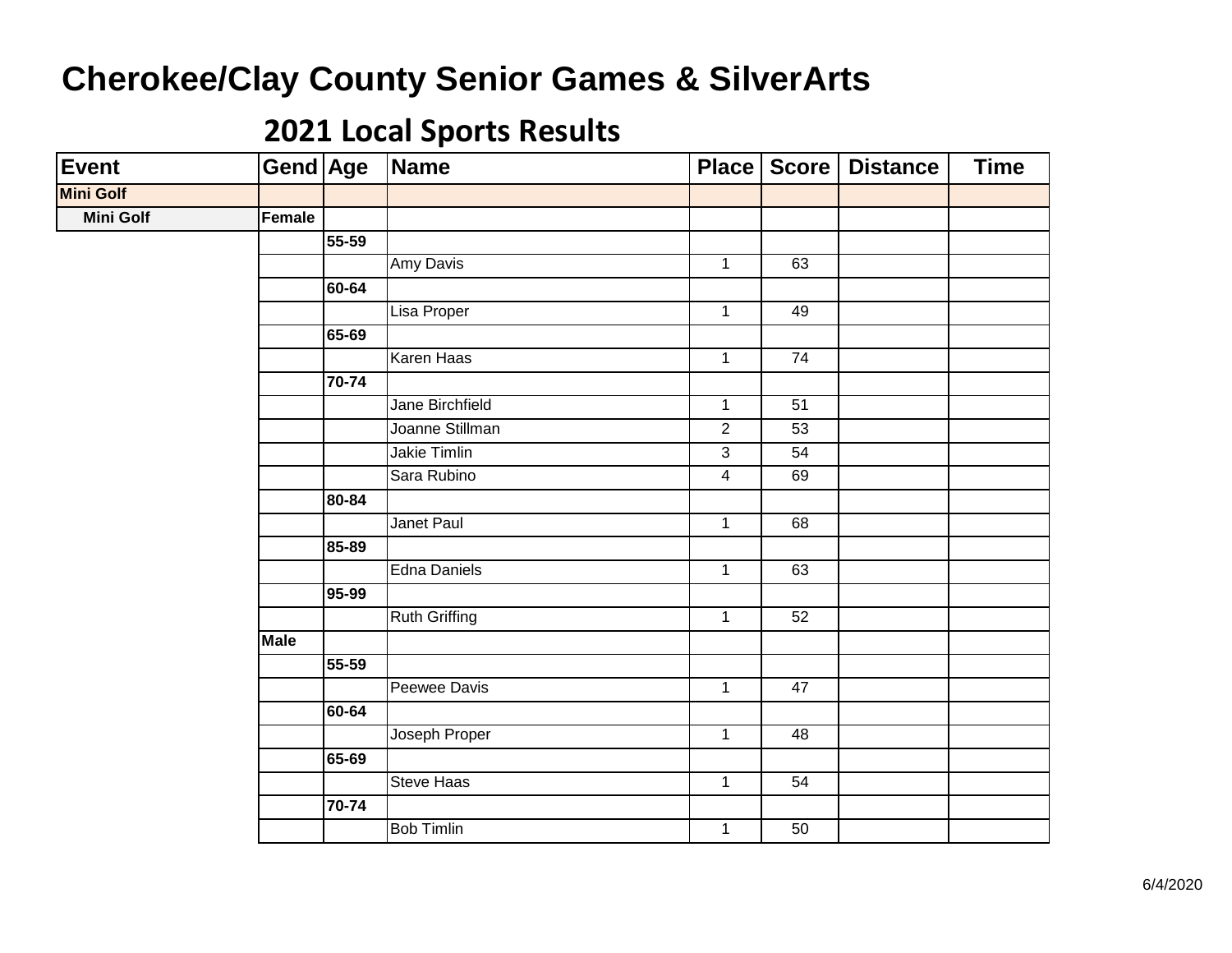# Cherokee/Clay County Senior Games & SilverArts

## 2021 Local Sports Results

| Event | Gend | Age | Name | Place | Score | Distance | Time |
|---|---|---|---|---|---|---|---|
| **Mini Golf** | | | | | | | |
| **Mini Golf** | **Female** | | | | | | |
| | | **55-59** | | | | | |
| | | | Amy Davis | 1 | 63 | | |
| | | **60-64** | | | | | |
| | | | Lisa Proper | 1 | 49 | | |
| | | **65-69** | | | | | |
| | | | Karen Haas | 1 | 74 | | |
| | | **70-74** | | | | | |
| | | | Jane Birchfield | 1 | 51 | | |
| | | | Joanne Stillman | 2 | 53 | | |
| | | | Jakie Timlin | 3 | 54 | | |
| | | | Sara Rubino | 4 | 69 | | |
| | | **80-84** | | | | | |
| | | | Janet Paul | 1 | 68 | | |
| | | **85-89** | | | | | |
| | | | Edna Daniels | 1 | 63 | | |
| | | **95-99** | | | | | |
| | | | Ruth Griffing | 1 | 52 | | |
| | **Male** | | | | | | |
| | | **55-59** | | | | | |
| | | | Peewee Davis | 1 | 47 | | |
| | | **60-64** | | | | | |
| | | | Joseph Proper | 1 | 48 | | |
| | | **65-69** | | | | | |
| | | | Steve Haas | 1 | 54 | | |
| | | **70-74** | | | | | |
| | | | Bob Timlin | 1 | 50 | | |

6/4/2020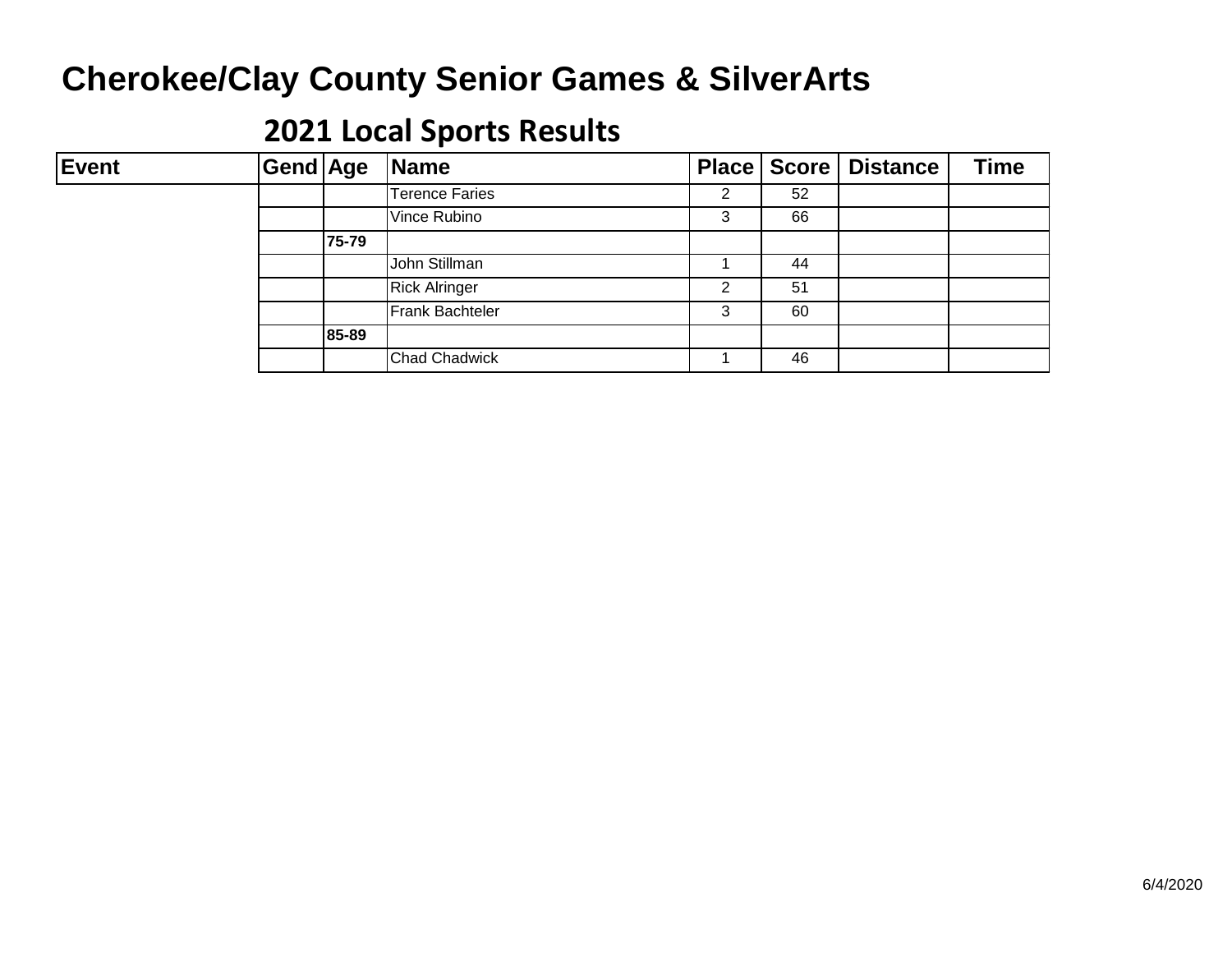# Cherokee/Clay County Senior Games & SilverArts

## 2021 Local Sports Results

| Event | Gend | Age | Name | Place | Score | Distance | Time |
|---|---|---|---|---|---|---|---|
| | | | Terence Faries | 2 | 52 | | |
| | | | Vince Rubino | 3 | 66 | | |
| | | **75-79** | | | | | |
| | | | John Stillman | 1 | 44 | | |
| | | | Rick Alringer | 2 | 51 | | |
| | | | Frank Bachteler | 3 | 60 | | |
| | | **85-89** | | | | | |
| | | | Chad Chadwick | 1 | 46 | | |

6/4/2020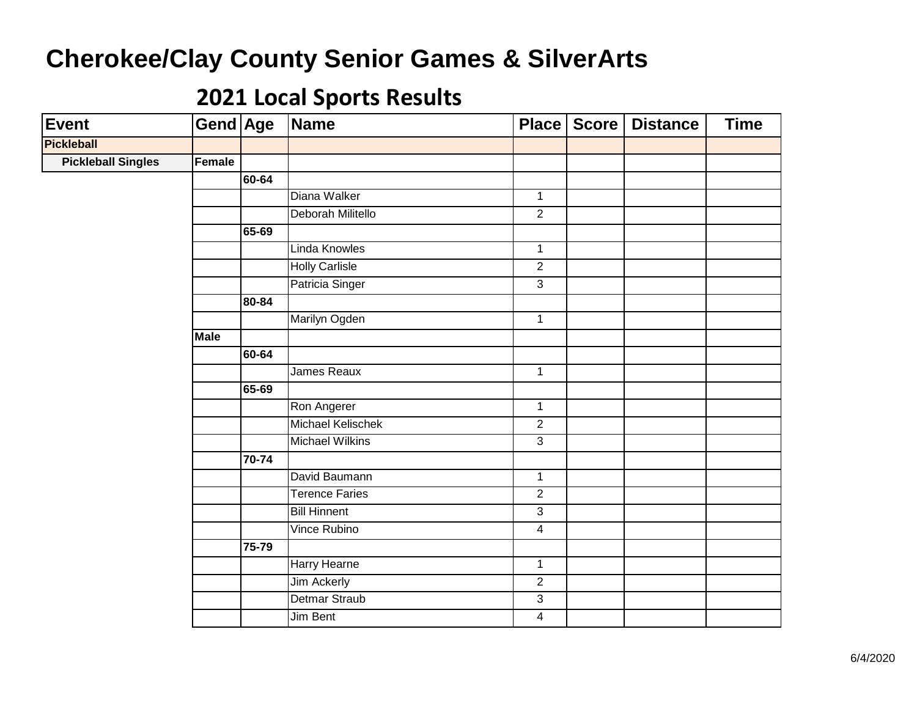# Cherokee/Clay County Senior Games & SilverArts

## 2021 Local Sports Results

| Event | Gend | Age | Name | Place | Score | Distance | Time |
|---|---|---|---|---|---|---|---|
| **Pickleball** | | | | | | | |
| **Pickleball Singles** | **Female** | | | | | | |
| | | **60-64** | | | | | |
| | | | Diana Walker | 1 | | | |
| | | | Deborah Militello | 2 | | | |
| | | **65-69** | | | | | |
| | | | Linda Knowles | 1 | | | |
| | | | Holly Carlisle | 2 | | | |
| | | | Patricia Singer | 3 | | | |
| | | **80-84** | | | | | |
| | | | Marilyn Ogden | 1 | | | |
| | **Male** | | | | | | |
| | | **60-64** | | | | | |
| | | | James Reaux | 1 | | | |
| | | **65-69** | | | | | |
| | | | Ron Angerer | 1 | | | |
| | | | Michael Kelischek | 2 | | | |
| | | | Michael Wilkins | 3 | | | |
| | | **70-74** | | | | | |
| | | | David Baumann | 1 | | | |
| | | | Terence Faries | 2 | | | |
| | | | Bill Hinnent | 3 | | | |
| | | | Vince Rubino | 4 | | | |
| | | **75-79** | | | | | |
| | | | Harry Hearne | 1 | | | |
| | | | Jim Ackerly | 2 | | | |
| | | | Detmar Straub | 3 | | | |
| | | | Jim Bent | 4 | | | |

6/4/2020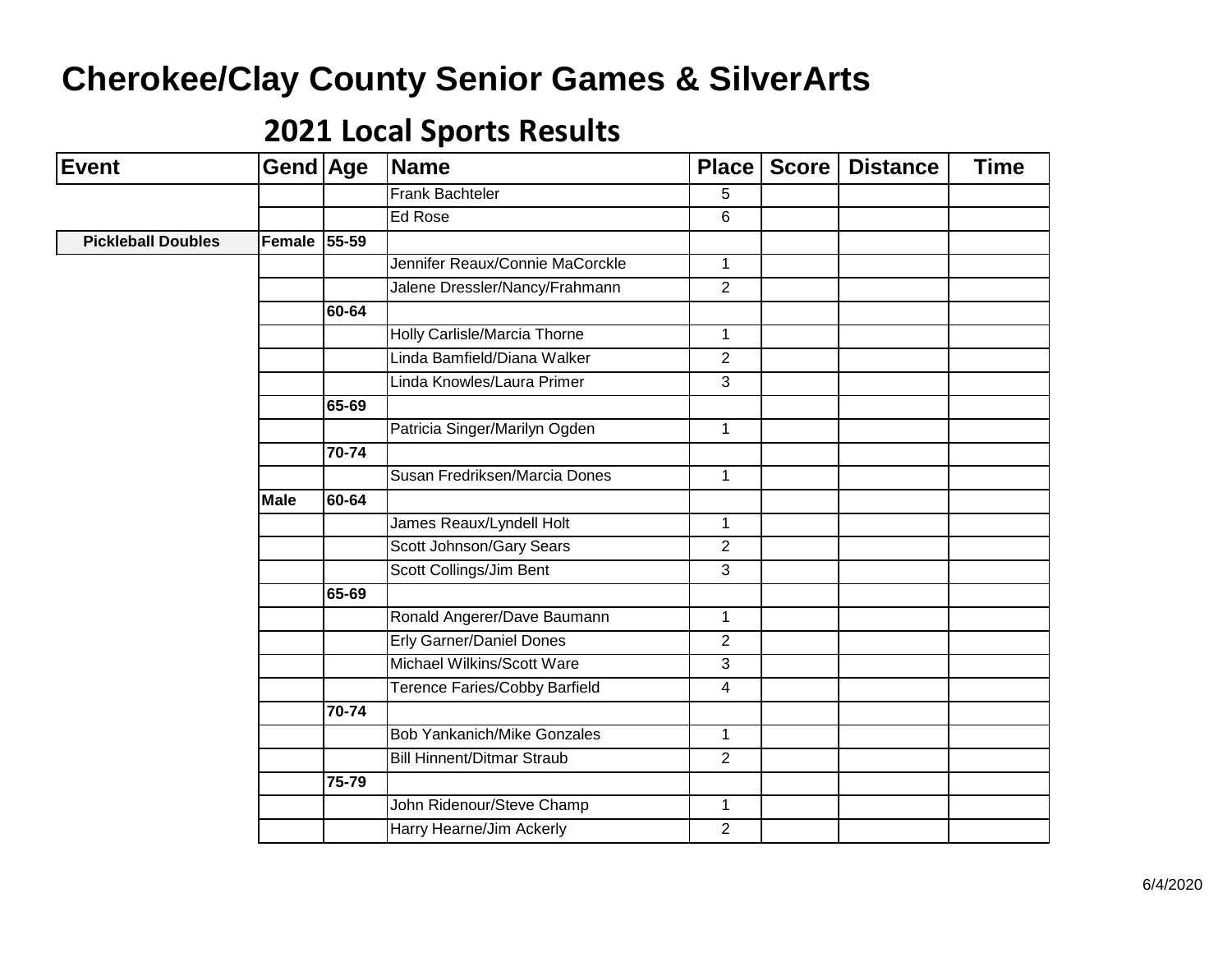# Cherokee/Clay County Senior Games & SilverArts

## 2021 Local Sports Results

| Event | Gend | Age | Name | Place | Score | Distance | Time |
|---|---|---|---|---|---|---|---|
| | | | Frank Bachteler | 5 | | | |
| | | | Ed Rose | 6 | | | |
| **Pickleball Doubles** | **Female** | **55-59** | | | | | |
| | | | Jennifer Reaux/Connie MaCorckle | 1 | | | |
| | | | Jalene Dressler/Nancy/Frahmann | 2 | | | |
| | | **60-64** | | | | | |
| | | | Holly Carlisle/Marcia Thorne | 1 | | | |
| | | | Linda Bamfield/Diana Walker | 2 | | | |
| | | | Linda Knowles/Laura Primer | 3 | | | |
| | | **65-69** | | | | | |
| | | | Patricia Singer/Marilyn Ogden | 1 | | | |
| | | **70-74** | | | | | |
| | | | Susan Fredriksen/Marcia Dones | 1 | | | |
| | **Male** | **60-64** | | | | | |
| | | | James Reaux/Lyndell Holt | 1 | | | |
| | | | Scott Johnson/Gary Sears | 2 | | | |
| | | | Scott Collings/Jim Bent | 3 | | | |
| | | **65-69** | | | | | |
| | | | Ronald Angerer/Dave Baumann | 1 | | | |
| | | | Erly Garner/Daniel Dones | 2 | | | |
| | | | Michael Wilkins/Scott Ware | 3 | | | |
| | | | Terence Faries/Cobby Barfield | 4 | | | |
| | | **70-74** | | | | | |
| | | | Bob Yankanich/Mike Gonzales | 1 | | | |
| | | | Bill Hinnent/Ditmar Straub | 2 | | | |
| | | **75-79** | | | | | |
| | | | John Ridenour/Steve Champ | 1 | | | |
| | | | Harry Hearne/Jim Ackerly | 2 | | | |

6/4/2020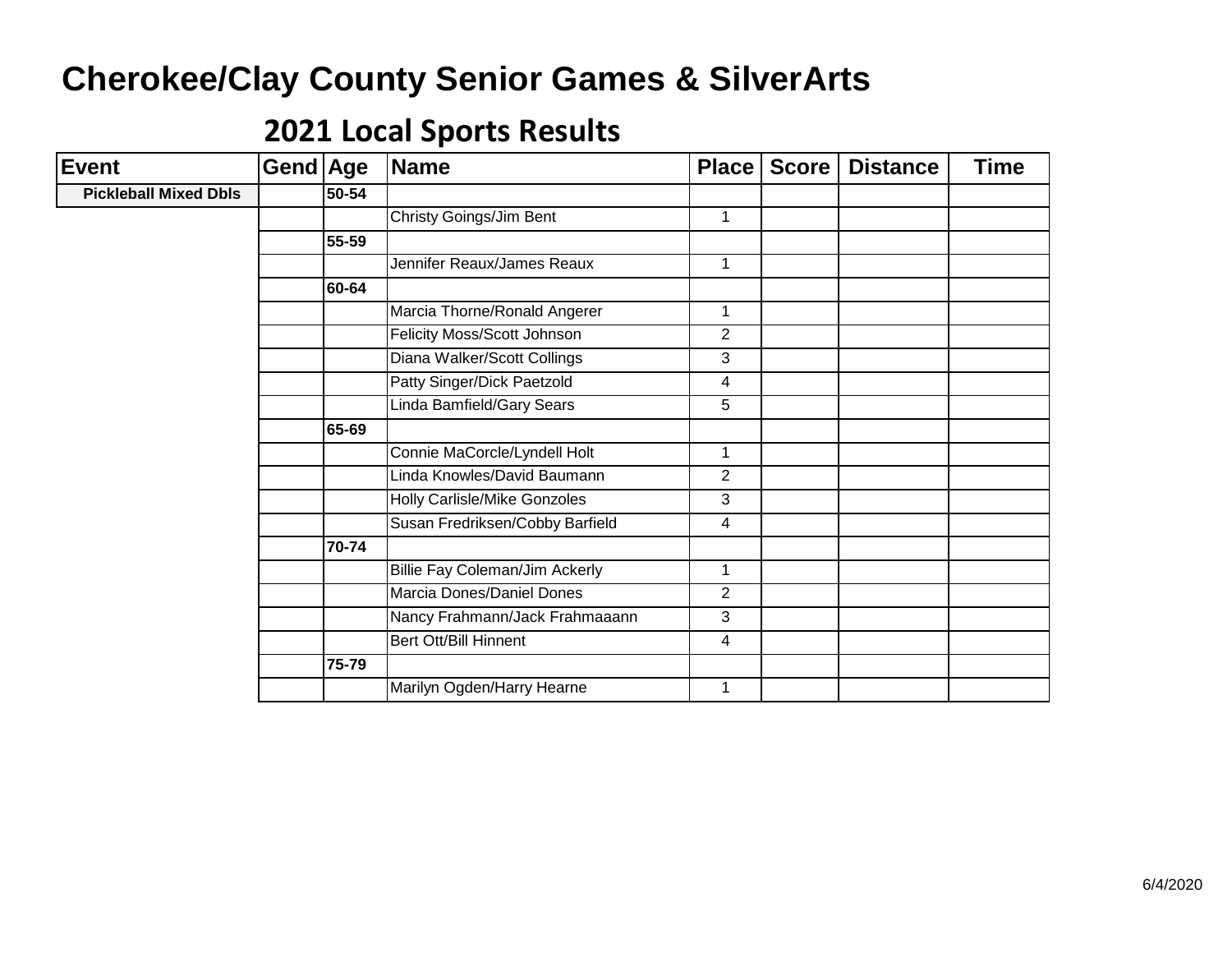# Cherokee/Clay County Senior Games & SilverArts

## 2021 Local Sports Results

| Event | Gend | Age | Name | Place | Score | Distance | Time |
|---|---|---|---|---|---|---|---|
| **Pickleball Mixed Dbls** | | **50-54** | | | | | |
| | | | Christy Goings/Jim Bent | 1 | | | |
| | | **55-59** | | | | | |
| | | | Jennifer Reaux/James Reaux | 1 | | | |
| | | **60-64** | | | | | |
| | | | Marcia Thorne/Ronald Angerer | 1 | | | |
| | | | Felicity Moss/Scott Johnson | 2 | | | |
| | | | Diana Walker/Scott Collings | 3 | | | |
| | | | Patty Singer/Dick Paetzold | 4 | | | |
| | | | Linda Bamfield/Gary Sears | 5 | | | |
| | | **65-69** | | | | | |
| | | | Connie MaCorcle/Lyndell Holt | 1 | | | |
| | | | Linda Knowles/David Baumann | 2 | | | |
| | | | Holly Carlisle/Mike Gonzoles | 3 | | | |
| | | | Susan Fredriksen/Cobby Barfield | 4 | | | |
| | | **70-74** | | | | | |
| | | | Billie Fay Coleman/Jim Ackerly | 1 | | | |
| | | | Marcia Dones/Daniel Dones | 2 | | | |
| | | | Nancy Frahmann/Jack Frahmaaann | 3 | | | |
| | | | Bert Ott/Bill Hinnent | 4 | | | |
| | | **75-79** | | | | | |
| | | | Marilyn Ogden/Harry Hearne | 1 | | | |

6/4/2020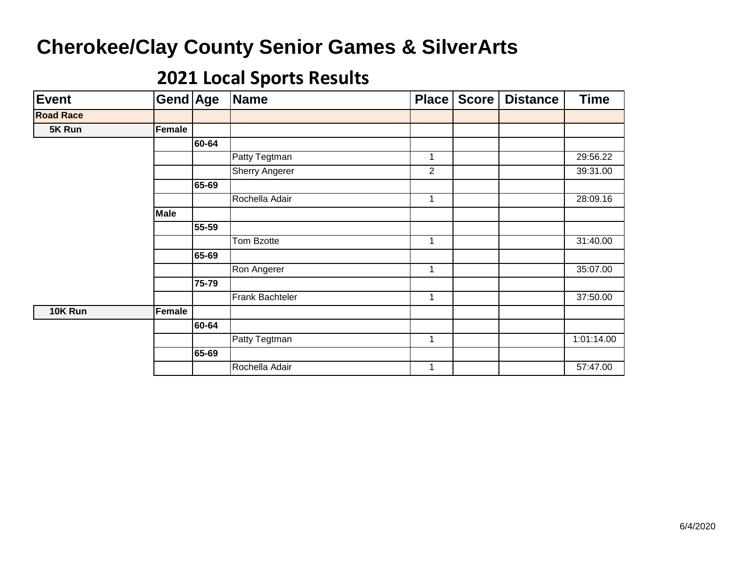# Cherokee/Clay County Senior Games & SilverArts

## 2021 Local Sports Results

| Event | Gend | Age | Name | Place | Score | Distance | Time |
|---|---|---|---|---|---|---|---|
| **Road Race** | | | | | | | |
| **5K Run** | **Female** | | | | | | |
| | | **60-64** | | | | | |
| | | | Patty Tegtman | 1 | | | 29:56.22 |
| | | | Sherry Angerer | 2 | | | 39:31.00 |
| | | **65-69** | | | | | |
| | | | Rochella Adair | 1 | | | 28:09.16 |
| | **Male** | | | | | | |
| | | **55-59** | | | | | |
| | | | Tom Bzotte | 1 | | | 31:40.00 |
| | | **65-69** | | | | | |
| | | | Ron Angerer | 1 | | | 35:07.00 |
| | | **75-79** | | | | | |
| | | | Frank Bachteler | 1 | | | 37:50.00 |
| **10K Run** | **Female** | | | | | | |
| | | **60-64** | | | | | |
| | | | Patty Tegtman | 1 | | | 1:01:14.00 |
| | | **65-69** | | | | | |
| | | | Rochella Adair | 1 | | | 57:47.00 |

6/4/2020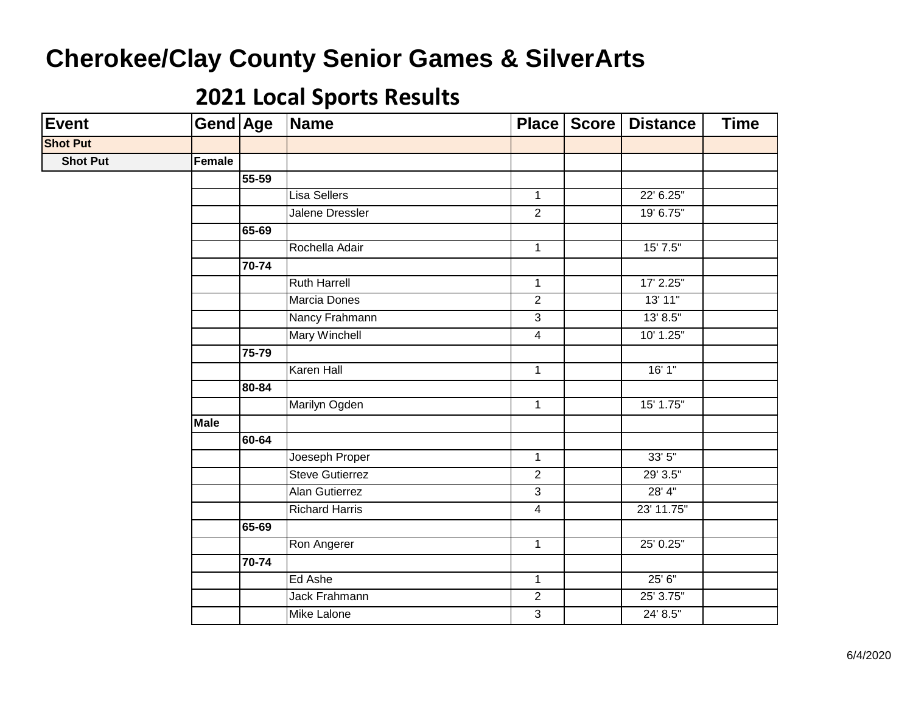# Cherokee/Clay County Senior Games & SilverArts

## 2021 Local Sports Results

| Event | Gend | Age | Name | Place | Score | Distance | Time |
|---|---|---|---|---|---|---|---|
| **Shot Put** | | | | | | | |
| **Shot Put** | **Female** | | | | | | |
| | | **55-59** | | | | | |
| | | | Lisa Sellers | 1 | | 22' 6.25" | |
| | | | Jalene Dressler | 2 | | 19' 6.75" | |
| | | **65-69** | | | | | |
| | | | Rochella Adair | 1 | | 15' 7.5" | |
| | | **70-74** | | | | | |
| | | | Ruth Harrell | 1 | | 17' 2.25" | |
| | | | Marcia Dones | 2 | | 13' 11" | |
| | | | Nancy Frahmann | 3 | | 13' 8.5" | |
| | | | Mary Winchell | 4 | | 10' 1.25" | |
| | | **75-79** | | | | | |
| | | | Karen Hall | 1 | | 16' 1" | |
| | | **80-84** | | | | | |
| | | | Marilyn Ogden | 1 | | 15' 1.75" | |
| | **Male** | | | | | | |
| | | **60-64** | | | | | |
| | | | Joeseph Proper | 1 | | 33' 5" | |
| | | | Steve Gutierrez | 2 | | 29' 3.5" | |
| | | | Alan Gutierrez | 3 | | 28' 4" | |
| | | | Richard Harris | 4 | | 23' 11.75" | |
| | | **65-69** | | | | | |
| | | | Ron Angerer | 1 | | 25' 0.25" | |
| | | **70-74** | | | | | |
| | | | Ed Ashe | 1 | | 25' 6" | |
| | | | Jack Frahmann | 2 | | 25' 3.75" | |
| | | | Mike Lalone | 3 | | 24' 8.5" | |

6/4/2020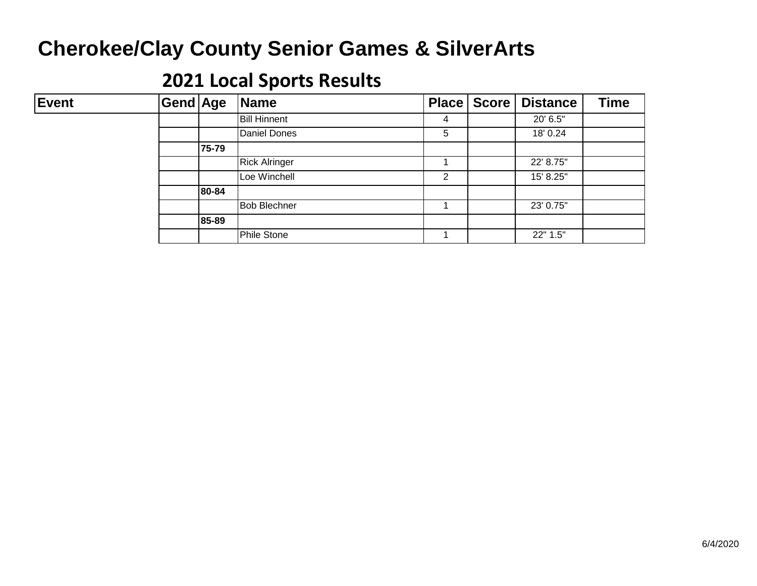# Cherokee/Clay County Senior Games & SilverArts

## 2021 Local Sports Results

| Event | Gend | Age | Name | Place | Score | Distance | Time |
|---|---|---|---|---|---|---|---|
| | | | Bill Hinnent | 4 | | 20' 6.5" | |
| | | | Daniel Dones | 5 | | 18' 0.24 | |
| | | **75-79** | | | | | |
| | | | Rick Alringer | 1 | | 22' 8.75" | |
| | | | Loe Winchell | 2 | | 15' 8.25" | |
| | | **80-84** | | | | | |
| | | | Bob Blechner | 1 | | 23' 0.75" | |
| | | **85-89** | | | | | |
| | | | Phile Stone | 1 | | 22" 1.5" | |

6/4/2020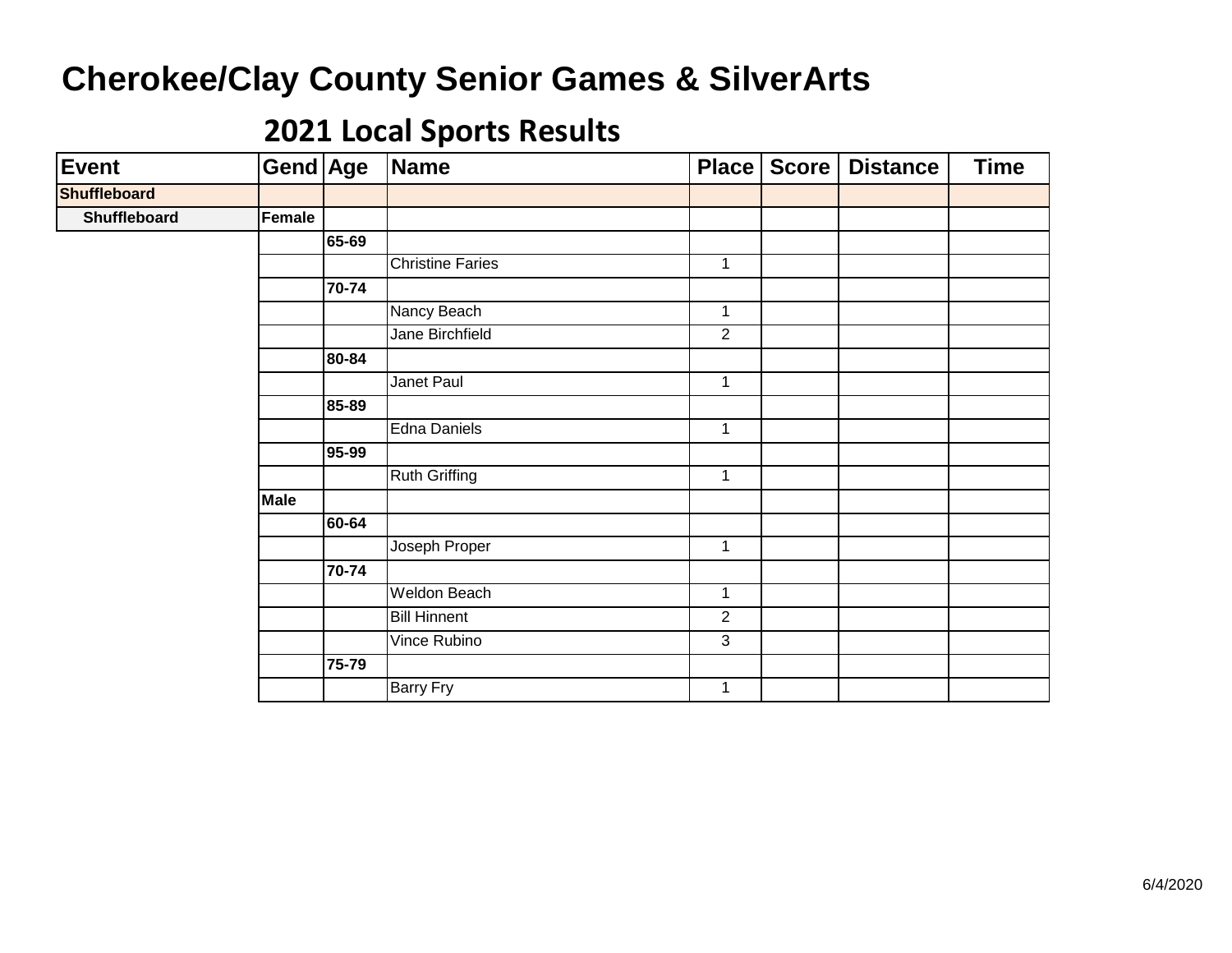# Cherokee/Clay County Senior Games & SilverArts

## 2021 Local Sports Results

| Event | Gend | Age | Name | Place | Score | Distance | Time |
|---|---|---|---|---|---|---|---|
| **Shuffleboard** | | | | | | | |
| **Shuffleboard** | **Female** | | | | | | |
| | | **65-69** | | | | | |
| | | | Christine Faries | 1 | | | |
| | | **70-74** | | | | | |
| | | | Nancy Beach | 1 | | | |
| | | | Jane Birchfield | 2 | | | |
| | | **80-84** | | | | | |
| | | | Janet Paul | 1 | | | |
| | | **85-89** | | | | | |
| | | | Edna Daniels | 1 | | | |
| | | **95-99** | | | | | |
| | | | Ruth Griffing | 1 | | | |
| | **Male** | | | | | | |
| | | **60-64** | | | | | |
| | | | Joseph Proper | 1 | | | |
| | | **70-74** | | | | | |
| | | | Weldon Beach | 1 | | | |
| | | | Bill Hinnent | 2 | | | |
| | | | Vince Rubino | 3 | | | |
| | | **75-79** | | | | | |
| | | | Barry Fry | 1 | | | |

6/4/2020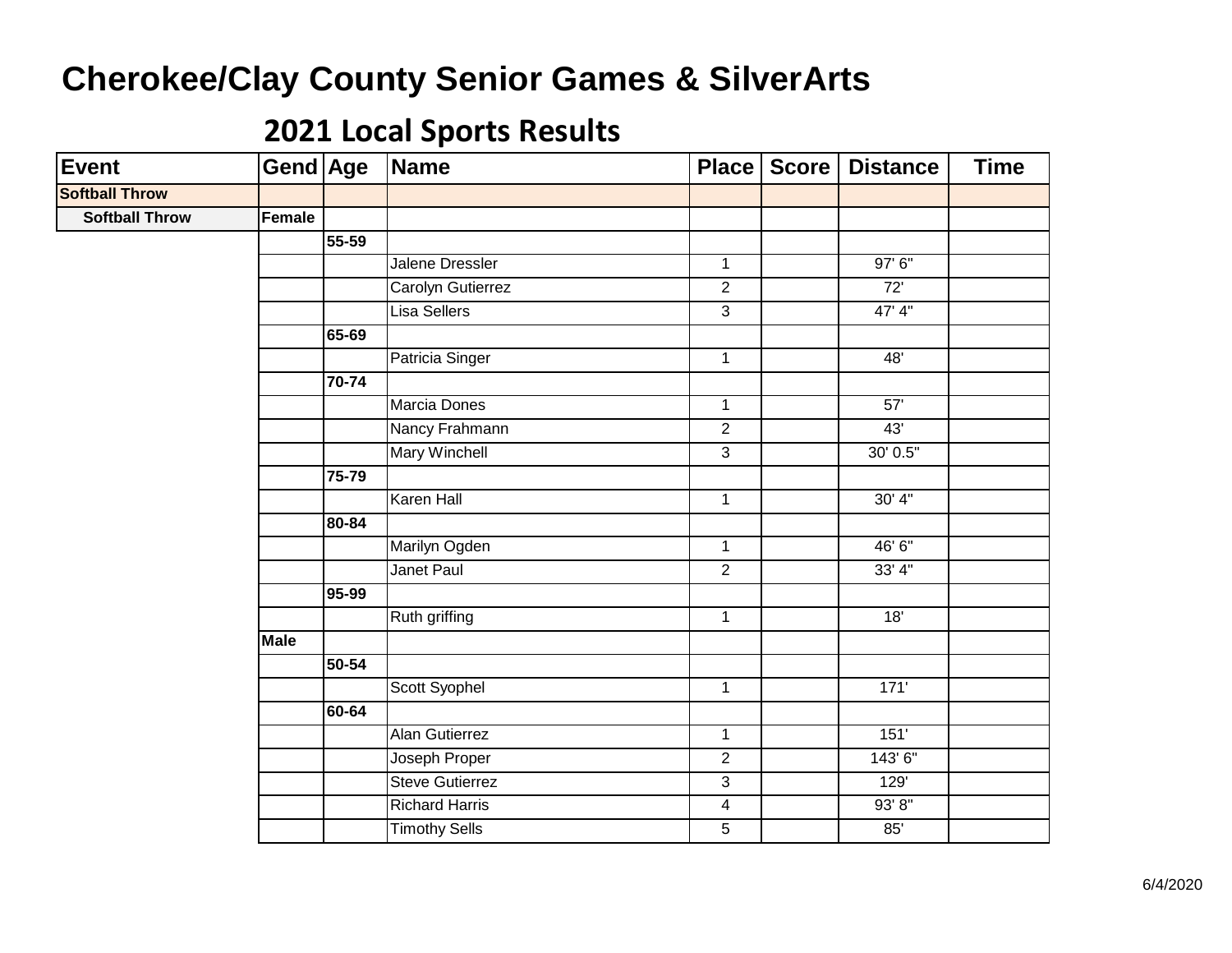# Cherokee/Clay County Senior Games & SilverArts

## 2021 Local Sports Results

| Event | Gend | Age | Name | Place | Score | Distance | Time |
|---|---|---|---|---|---|---|---|
| **Softball Throw** | | | | | | | |
| **Softball Throw** | **Female** | | | | | | |
| | | **55-59** | | | | | |
| | | | Jalene Dressler | 1 | | 97' 6" | |
| | | | Carolyn Gutierrez | 2 | | 72' | |
| | | | Lisa Sellers | 3 | | 47' 4" | |
| | | **65-69** | | | | | |
| | | | Patricia Singer | 1 | | 48' | |
| | | **70-74** | | | | | |
| | | | Marcia Dones | 1 | | 57' | |
| | | | Nancy Frahmann | 2 | | 43' | |
| | | | Mary Winchell | 3 | | 30' 0.5" | |
| | | **75-79** | | | | | |
| | | | Karen Hall | 1 | | 30' 4" | |
| | | **80-84** | | | | | |
| | | | Marilyn Ogden | 1 | | 46' 6" | |
| | | | Janet Paul | 2 | | 33' 4" | |
| | | **95-99** | | | | | |
| | | | Ruth griffing | 1 | | 18' | |
| | **Male** | | | | | | |
| | | **50-54** | | | | | |
| | | | Scott Syophel | 1 | | 171' | |
| | | **60-64** | | | | | |
| | | | Alan Gutierrez | 1 | | 151' | |
| | | | Joseph Proper | 2 | | 143' 6" | |
| | | | Steve Gutierrez | 3 | | 129' | |
| | | | Richard Harris | 4 | | 93' 8" | |
| | | | Timothy Sells | 5 | | 85' | |

6/4/2020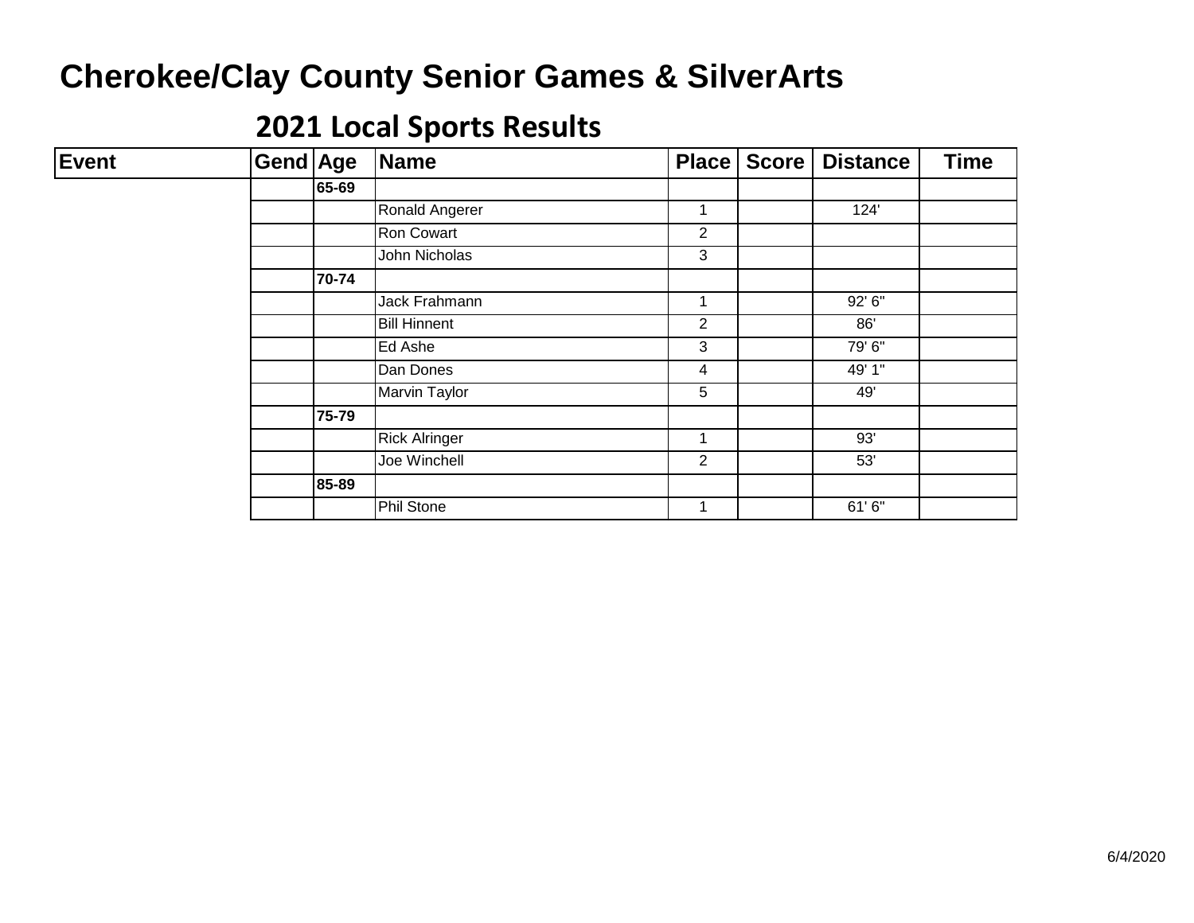# Cherokee/Clay County Senior Games & SilverArts

## 2021 Local Sports Results

| Event | Gend | Age | Name | Place | Score | Distance | Time |
|---|---|---|---|---|---|---|---|
| | | **65-69** | | | | | |
| | | | Ronald Angerer | 1 | | 124' | |
| | | | Ron Cowart | 2 | | | |
| | | | John Nicholas | 3 | | | |
| | | **70-74** | | | | | |
| | | | Jack Frahmann | 1 | | 92' 6" | |
| | | | Bill Hinnent | 2 | | 86' | |
| | | | Ed Ashe | 3 | | 79' 6" | |
| | | | Dan Dones | 4 | | 49' 1" | |
| | | | Marvin Taylor | 5 | | 49' | |
| | | **75-79** | | | | | |
| | | | Rick Alringer | 1 | | 93' | |
| | | | Joe Winchell | 2 | | 53' | |
| | | **85-89** | | | | | |
| | | | Phil Stone | 1 | | 61' 6" | |

6/4/2020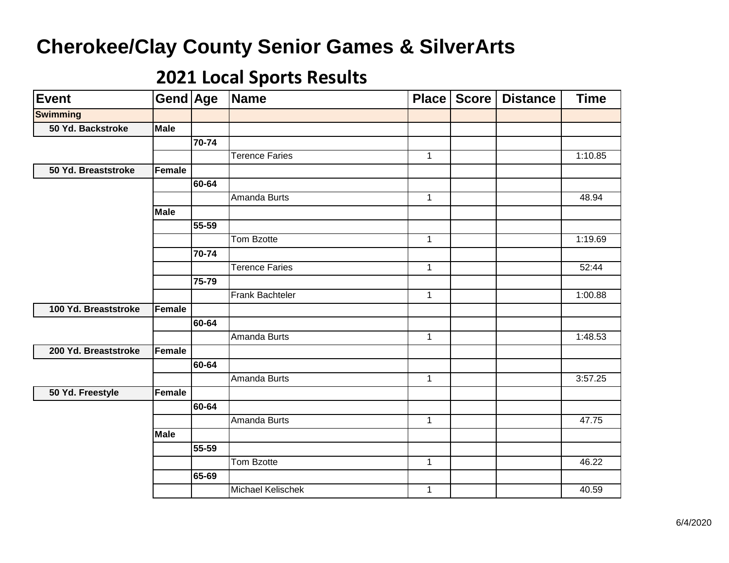# Cherokee/Clay County Senior Games & SilverArts

## 2021 Local Sports Results

| Event | Gend | Age | Name | Place | Score | Distance | Time |
|---|---|---|---|---|---|---|---|
| **Swimming** | | | | | | | |
| **50 Yd. Backstroke** | **Male** | | | | | | |
| | | **70-74** | | | | | |
| | | | Terence Faries | 1 | | | 1:10.85 |
| **50 Yd. Breaststroke** | **Female** | | | | | | |
| | | **60-64** | | | | | |
| | | | Amanda Burts | 1 | | | 48.94 |
| | **Male** | | | | | | |
| | | **55-59** | | | | | |
| | | | Tom Bzotte | 1 | | | 1:19.69 |
| | | **70-74** | | | | | |
| | | | Terence Faries | 1 | | | 52:44 |
| | | **75-79** | | | | | |
| | | | Frank Bachteler | 1 | | | 1:00.88 |
| **100 Yd. Breaststroke** | **Female** | | | | | | |
| | | **60-64** | | | | | |
| | | | Amanda Burts | 1 | | | 1:48.53 |
| **200 Yd. Breaststroke** | **Female** | | | | | | |
| | | **60-64** | | | | | |
| | | | Amanda Burts | 1 | | | 3:57.25 |
| **50 Yd. Freestyle** | **Female** | | | | | | |
| | | **60-64** | | | | | |
| | | | Amanda Burts | 1 | | | 47.75 |
| | **Male** | | | | | | |
| | | **55-59** | | | | | |
| | | | Tom Bzotte | 1 | | | 46.22 |
| | | **65-69** | | | | | |
| | | | Michael Kelischek | 1 | | | 40.59 |

6/4/2020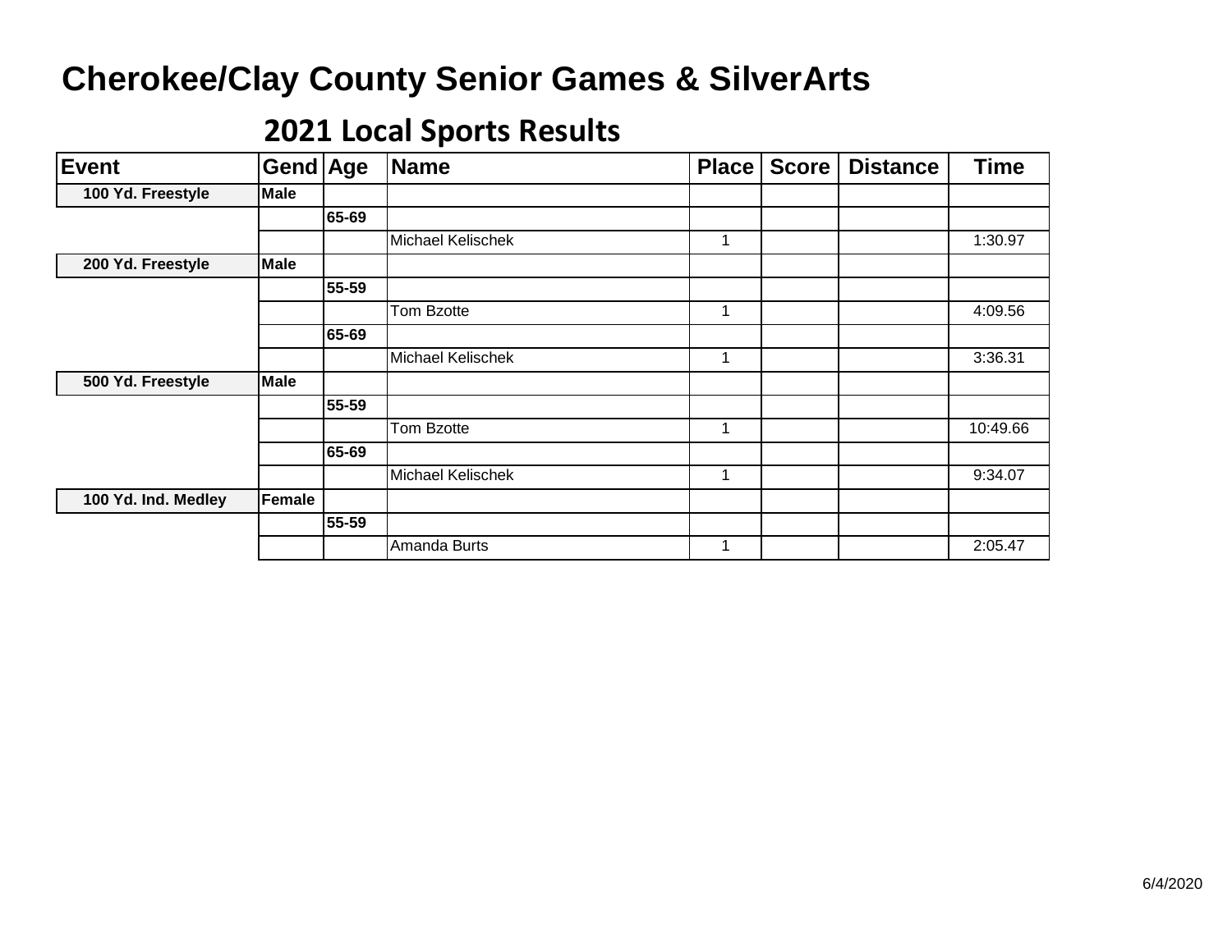# Cherokee/Clay County Senior Games & SilverArts

## 2021 Local Sports Results

| Event | Gend | Age | Name | Place | Score | Distance | Time |
|---|---|---|---|---|---|---|---|
| **100 Yd. Freestyle** | **Male** | | | | | | |
| | | **65-69** | | | | | |
| | | | Michael Kelischek | 1 | | | 1:30.97 |
| **200 Yd. Freestyle** | **Male** | | | | | | |
| | | **55-59** | | | | | |
| | | | Tom Bzotte | 1 | | | 4:09.56 |
| | | **65-69** | | | | | |
| | | | Michael Kelischek | 1 | | | 3:36.31 |
| **500 Yd. Freestyle** | **Male** | | | | | | |
| | | **55-59** | | | | | |
| | | | Tom Bzotte | 1 | | | 10:49.66 |
| | | **65-69** | | | | | |
| | | | Michael Kelischek | 1 | | | 9:34.07 |
| **100 Yd. Ind. Medley** | **Female** | | | | | | |
| | | **55-59** | | | | | |
| | | | Amanda Burts | 1 | | | 2:05.47 |

6/4/2020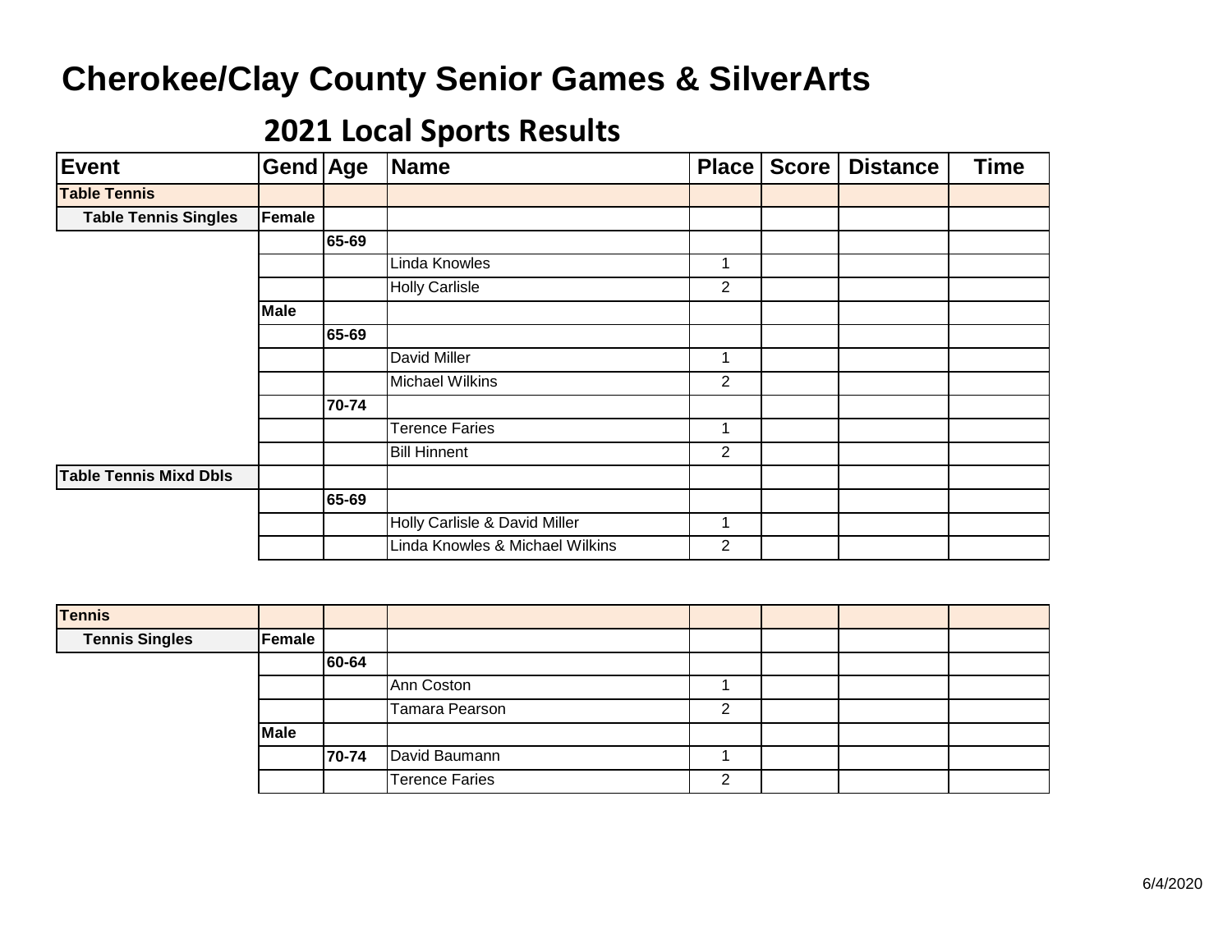# Cherokee/Clay County Senior Games & SilverArts

## 2021 Local Sports Results

| Event | Gend | Age | Name | Place | Score | Distance | Time |
|---|---|---|---|---|---|---|---|
| **Table Tennis** | | | | | | | |
| **Table Tennis Singles** | **Female** | | | | | | |
| | | **65-69** | | | | | |
| | | | Linda Knowles | 1 | | | |
| | | | Holly Carlisle | 2 | | | |
| | **Male** | | | | | | |
| | | **65-69** | | | | | |
| | | | David Miller | 1 | | | |
| | | | Michael Wilkins | 2 | | | |
| | | **70-74** | | | | | |
| | | | Terence Faries | 1 | | | |
| | | | Bill Hinnent | 2 | | | |
| **Table Tennis Mixd Dbls** | | | | | | | |
| | | **65-69** | | | | | |
| | | | Holly Carlisle & David Miller | 1 | | | |
| | | | Linda Knowles & Michael Wilkins | 2 | | | |

| Event | Gend | Age | Name | Place | Score | Distance | Time |
|---|---|---|---|---|---|---|---|
| **Tennis** | | | | | | | |
| **Tennis Singles** | **Female** | | | | | | |
| | | **60-64** | | | | | |
| | | | Ann Coston | 1 | | | |
| | | | Tamara Pearson | 2 | | | |
| | **Male** | | | | | | |
| | | **70-74** | David Baumann | 1 | | | |
| | | | Terence Faries | 2 | | | |

6/4/2020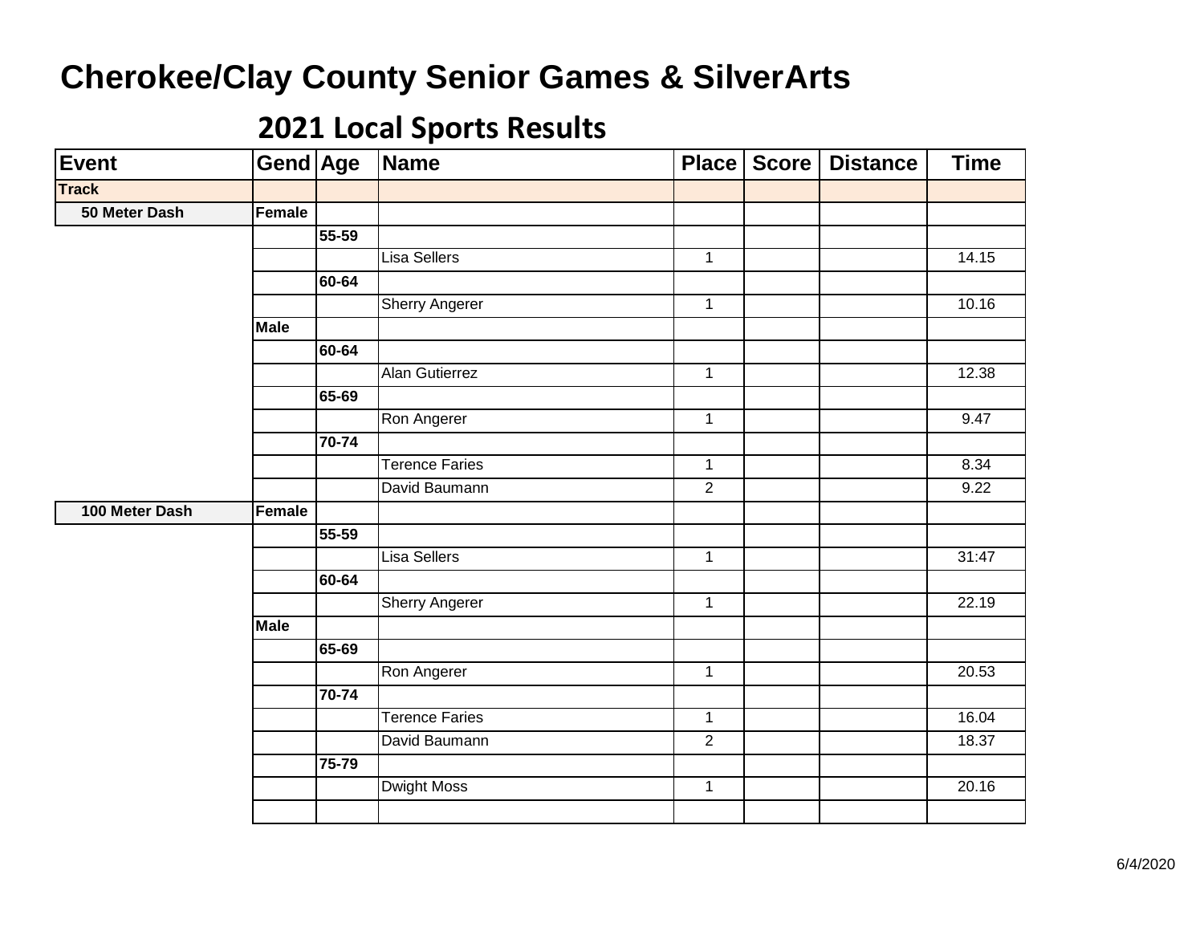# Cherokee/Clay County Senior Games & SilverArts

## 2021 Local Sports Results

| Event | Gend | Age | Name | Place | Score | Distance | Time |
|---|---|---|---|---|---|---|---|
| **Track** | | | | | | | |
| **50 Meter Dash** | **Female** | | | | | | |
| | | **55-59** | | | | | |
| | | | Lisa Sellers | 1 | | | 14.15 |
| | | **60-64** | | | | | |
| | | | Sherry Angerer | 1 | | | 10.16 |
| | **Male** | | | | | | |
| | | **60-64** | | | | | |
| | | | Alan Gutierrez | 1 | | | 12.38 |
| | | **65-69** | | | | | |
| | | | Ron Angerer | 1 | | | 9.47 |
| | | **70-74** | | | | | |
| | | | Terence Faries | 1 | | | 8.34 |
| | | | David Baumann | 2 | | | 9.22 |
| **100 Meter Dash** | **Female** | | | | | | |
| | | **55-59** | | | | | |
| | | | Lisa Sellers | 1 | | | 31:47 |
| | | **60-64** | | | | | |
| | | | Sherry Angerer | 1 | | | 22.19 |
| | **Male** | | | | | | |
| | | **65-69** | | | | | |
| | | | Ron Angerer | 1 | | | 20.53 |
| | | **70-74** | | | | | |
| | | | Terence Faries | 1 | | | 16.04 |
| | | | David Baumann | 2 | | | 18.37 |
| | | **75-79** | | | | | |
| | | | Dwight Moss | 1 | | | 20.16 |
| | | | | | | | |

6/4/2020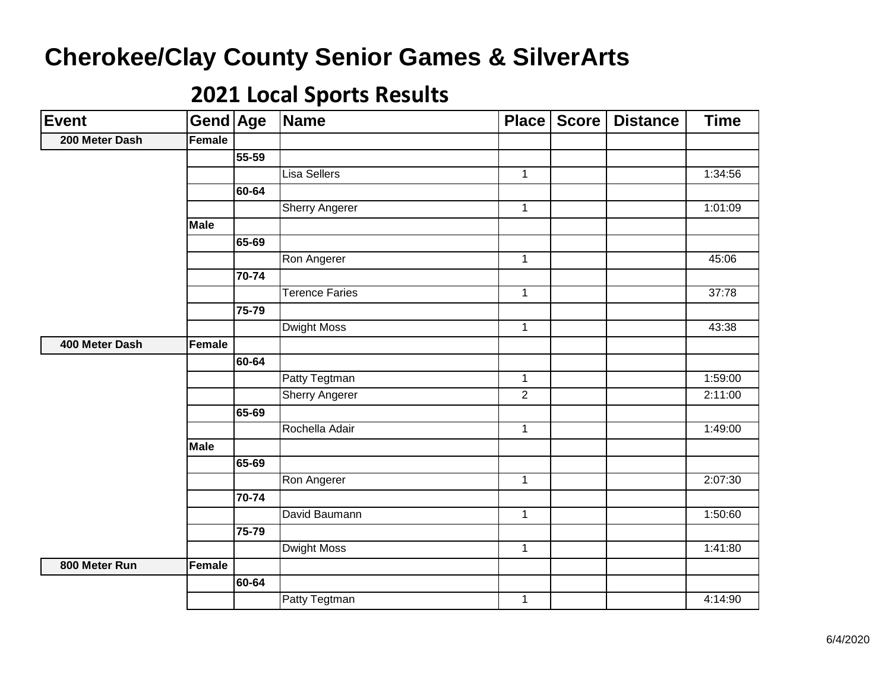# Cherokee/Clay County Senior Games & SilverArts

## 2021 Local Sports Results

| Event | Gend | Age | Name | Place | Score | Distance | Time |
|---|---|---|---|---|---|---|---|
| 200 Meter Dash | Female | | | | | | |
| | | 55-59 | | | | | |
| | | | Lisa Sellers | 1 | | | 1:34:56 |
| | | 60-64 | | | | | |
| | | | Sherry Angerer | 1 | | | 1:01:09 |
| | Male | | | | | | |
| | | 65-69 | | | | | |
| | | | Ron Angerer | 1 | | | 45:06 |
| | | 70-74 | | | | | |
| | | | Terence Faries | 1 | | | 37:78 |
| | | 75-79 | | | | | |
| | | | Dwight Moss | 1 | | | 43:38 |
| 400 Meter Dash | Female | | | | | | |
| | | 60-64 | | | | | |
| | | | Patty Tegtman | 1 | | | 1:59:00 |
| | | | Sherry Angerer | 2 | | | 2:11:00 |
| | | 65-69 | | | | | |
| | | | Rochella Adair | 1 | | | 1:49:00 |
| | Male | | | | | | |
| | | 65-69 | | | | | |
| | | | Ron Angerer | 1 | | | 2:07:30 |
| | | 70-74 | | | | | |
| | | | David Baumann | 1 | | | 1:50:60 |
| | | 75-79 | | | | | |
| | | | Dwight Moss | 1 | | | 1:41:80 |
| 800 Meter Run | Female | | | | | | |
| | | 60-64 | | | | | |
| | | | Patty Tegtman | 1 | | | 4:14:90 |

6/4/2020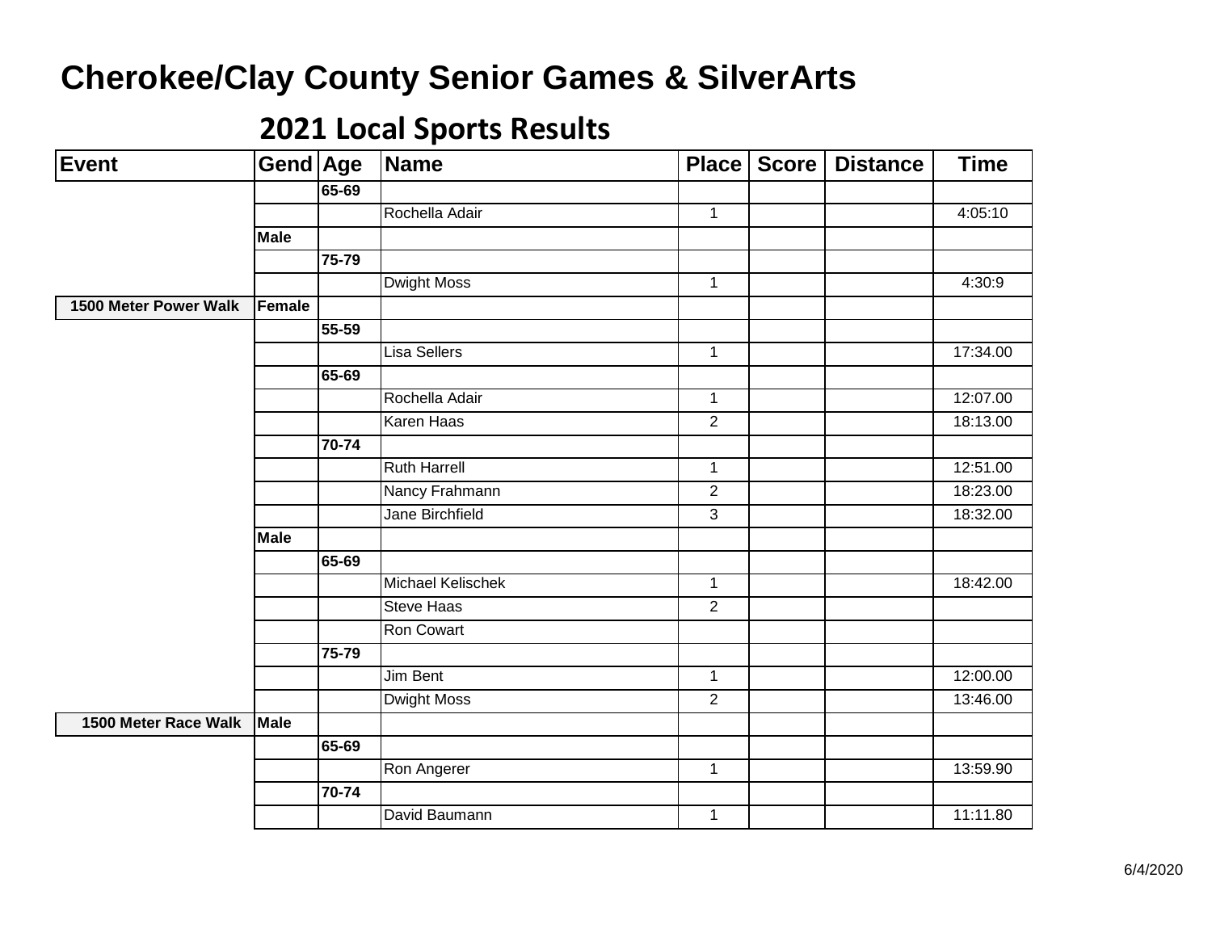# Cherokee/Clay County Senior Games & SilverArts

## 2021 Local Sports Results

| Event | Gend | Age | Name | Place | Score | Distance | Time |
|---|---|---|---|---|---|---|---|
| | | 65-69 | | | | | |
| | | | Rochella Adair | 1 | | | 4:05:10 |
| | Male | | | | | | |
| | | 75-79 | | | | | |
| | | | Dwight Moss | 1 | | | 4:30:9 |
| 1500 Meter Power Walk | Female | | | | | | |
| | | 55-59 | | | | | |
| | | | Lisa Sellers | 1 | | | 17:34.00 |
| | | 65-69 | | | | | |
| | | | Rochella Adair | 1 | | | 12:07.00 |
| | | | Karen Haas | 2 | | | 18:13.00 |
| | | 70-74 | | | | | |
| | | | Ruth Harrell | 1 | | | 12:51.00 |
| | | | Nancy Frahmann | 2 | | | 18:23.00 |
| | | | Jane Birchfield | 3 | | | 18:32.00 |
| | Male | | | | | | |
| | | 65-69 | | | | | |
| | | | Michael Kelischek | 1 | | | 18:42.00 |
| | | | Steve Haas | 2 | | | |
| | | | Ron Cowart | | | | |
| | | 75-79 | | | | | |
| | | | Jim Bent | 1 | | | 12:00.00 |
| | | | Dwight Moss | 2 | | | 13:46.00 |
| 1500 Meter Race Walk | Male | | | | | | |
| | | 65-69 | | | | | |
| | | | Ron Angerer | 1 | | | 13:59.90 |
| | | 70-74 | | | | | |
| | | | David Baumann | 1 | | | 11:11.80 |

6/4/2020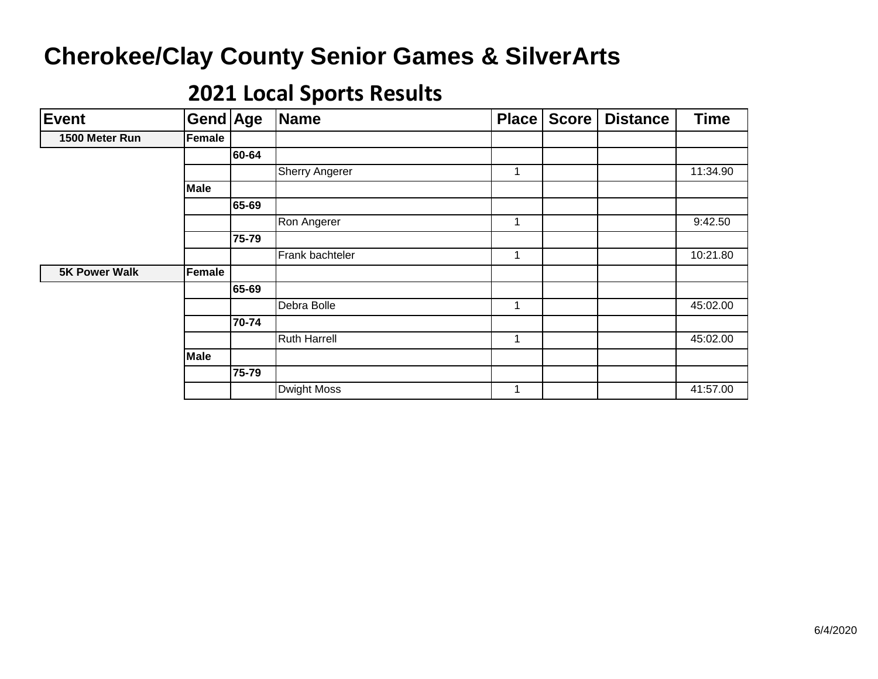# Cherokee/Clay County Senior Games & SilverArts

## 2021 Local Sports Results

| Event | Gend | Age | Name | Place | Score | Distance | Time |
|---|---|---|---|---|---|---|---|
| **1500 Meter Run** | **Female** | | | | | | |
| | | **60-64** | | | | | |
| | | | Sherry Angerer | 1 | | | 11:34.90 |
| | **Male** | | | | | | |
| | | **65-69** | | | | | |
| | | | Ron Angerer | 1 | | | 9:42.50 |
| | | **75-79** | | | | | |
| | | | Frank bachteler | 1 | | | 10:21.80 |
| **5K Power Walk** | **Female** | | | | | | |
| | | **65-69** | | | | | |
| | | | Debra Bolle | 1 | | | 45:02.00 |
| | | **70-74** | | | | | |
| | | | Ruth Harrell | 1 | | | 45:02.00 |
| | **Male** | | | | | | |
| | | **75-79** | | | | | |
| | | | Dwight Moss | 1 | | | 41:57.00 |

6/4/2020